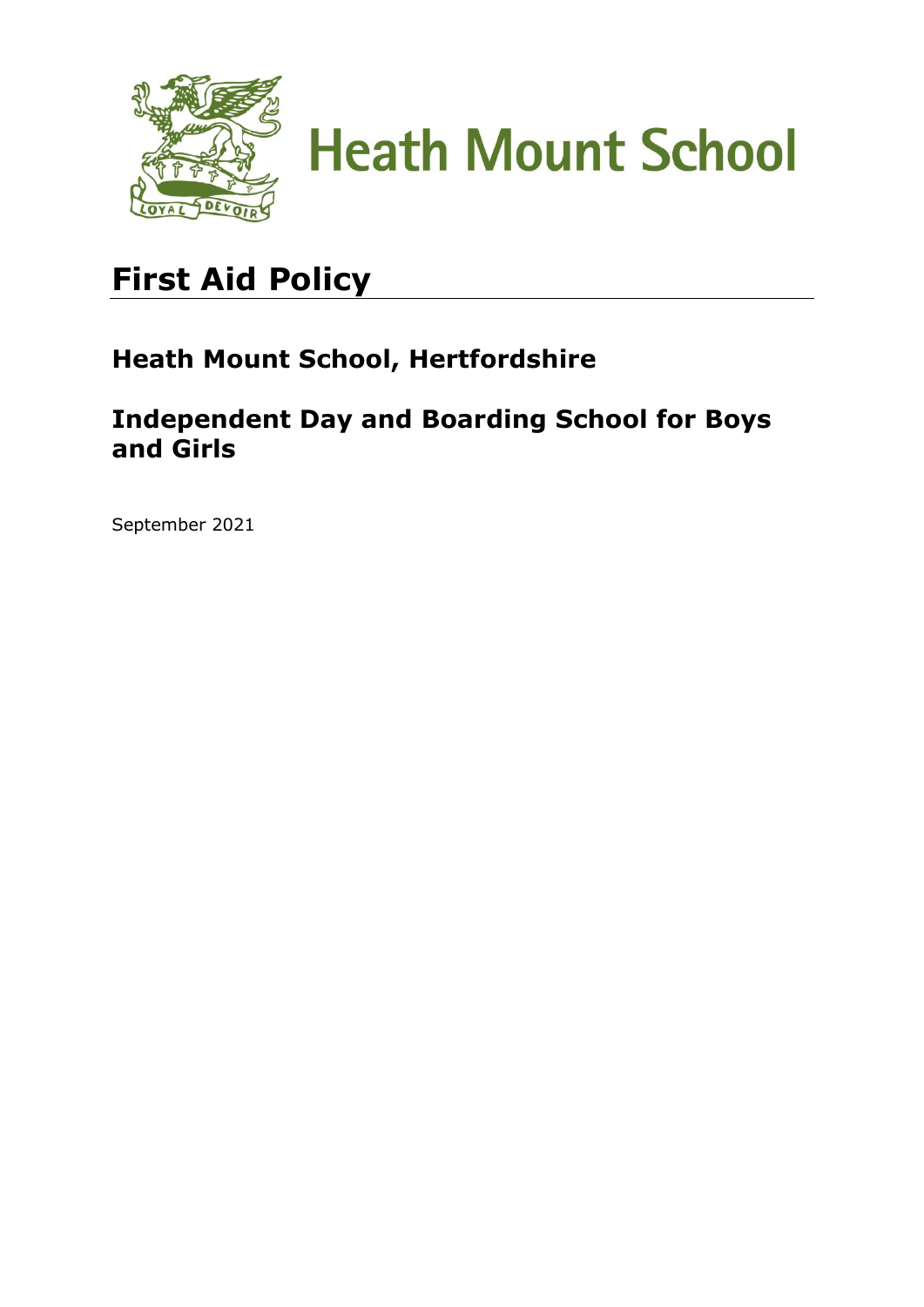# Heath Mount School

## First Aid Policy

### Heath Mount School, Hertfordshire

### Independent Day and Boarding School for Boys and Girls

September 2021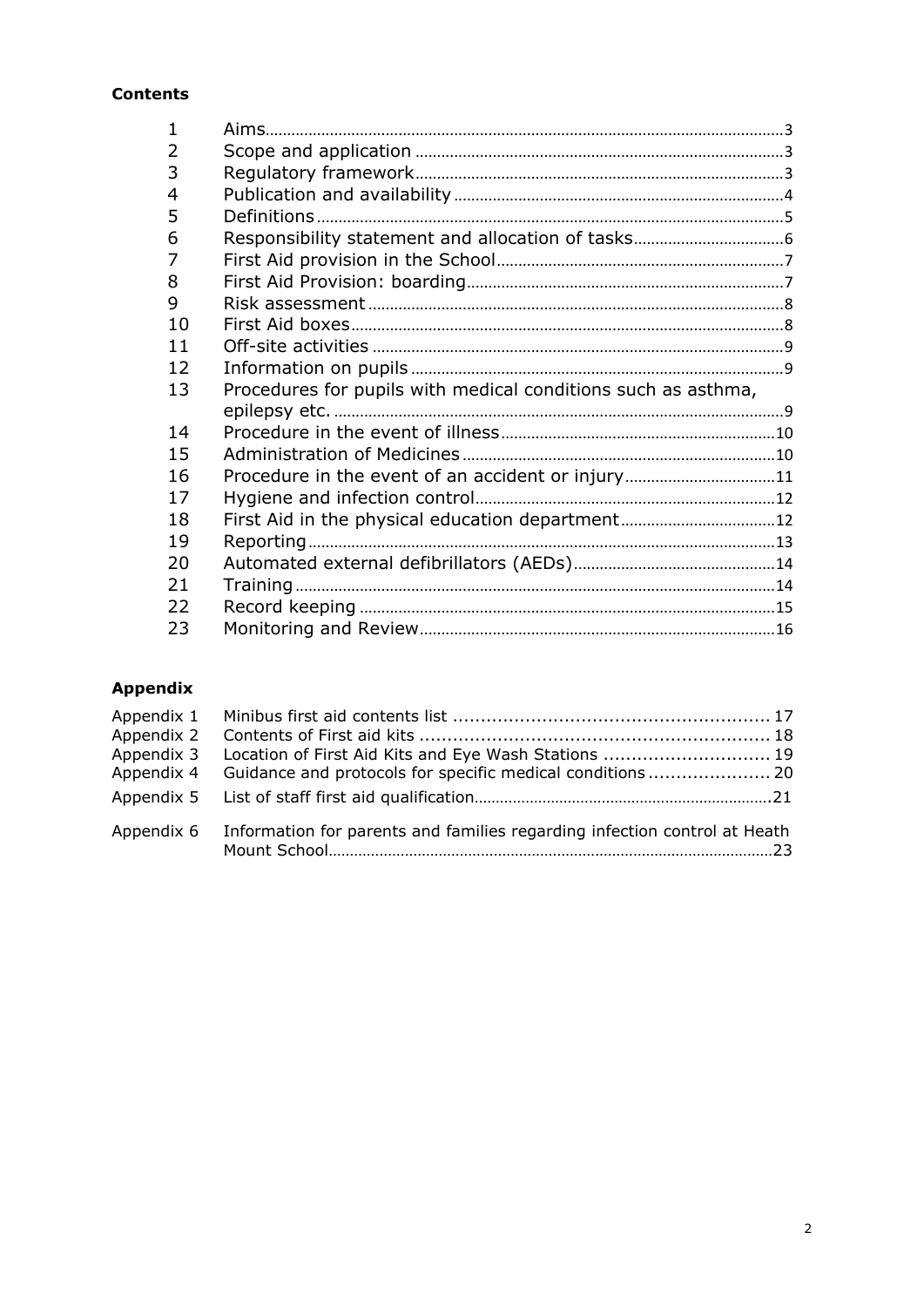**Contents**

| | | |
|---|---|---|
| 1 | Aims | 3 |
| 2 | Scope and application | 3 |
| 3 | Regulatory framework | 3 |
| 4 | Publication and availability | 4 |
| 5 | Definitions | 5 |
| 6 | Responsibility statement and allocation of tasks | 6 |
| 7 | First Aid provision in the School | 7 |
| 8 | First Aid Provision: boarding | 7 |
| 9 | Risk assessment | 8 |
| 10 | First Aid boxes | 8 |
| 11 | Off-site activities | 9 |
| 12 | Information on pupils | 9 |
| 13 | Procedures for pupils with medical conditions such as asthma, epilepsy etc. | 9 |
| 14 | Procedure in the event of illness | 10 |
| 15 | Administration of Medicines | 10 |
| 16 | Procedure in the event of an accident or injury | 11 |
| 17 | Hygiene and infection control | 12 |
| 18 | First Aid in the physical education department | 12 |
| 19 | Reporting | 13 |
| 20 | Automated external defibrillators (AEDs) | 14 |
| 21 | Training | 14 |
| 22 | Record keeping | 15 |
| 23 | Monitoring and Review | 16 |

**Appendix**

| | | |
|---|---|---|
| Appendix 1 | Minibus first aid contents list | 17 |
| Appendix 2 | Contents of First aid kits | 18 |
| Appendix 3 | Location of First Aid Kits and Eye Wash Stations | 19 |
| Appendix 4 | Guidance and protocols for specific medical conditions | 20 |
| Appendix 5 | List of staff first aid qualification | 21 |
| Appendix 6 | Information for parents and families regarding infection control at Heath Mount School | 23 |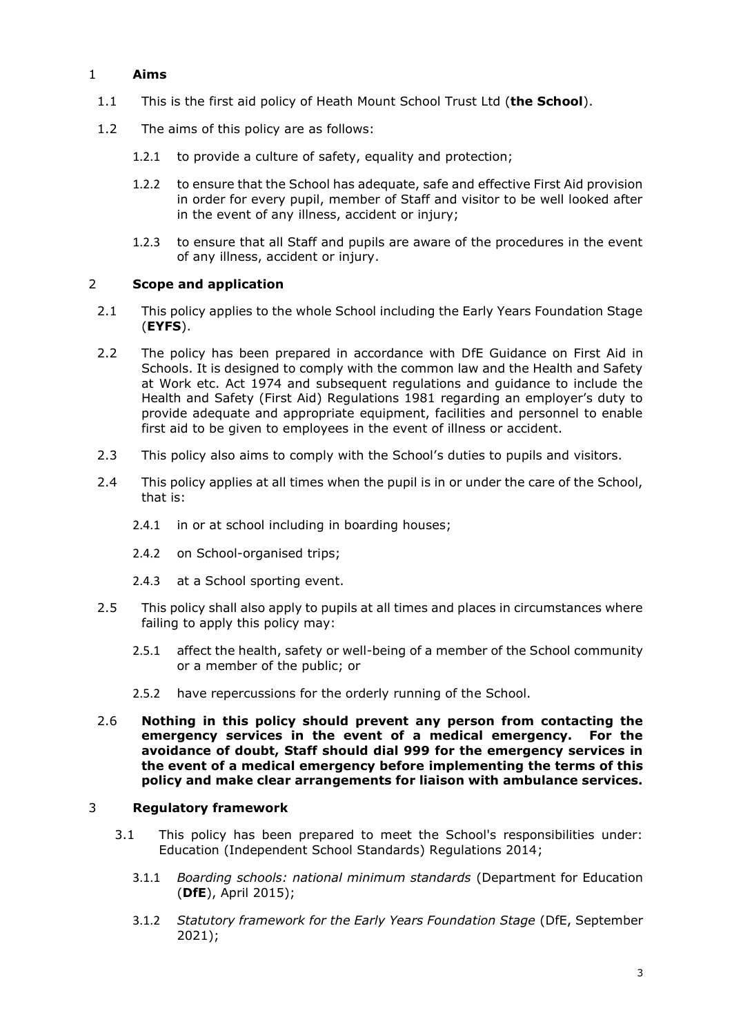## 1 **Aims**

1.1 This is the first aid policy of Heath Mount School Trust Ltd (**the School**).

1.2 The aims of this policy are as follows:

1.2.1 to provide a culture of safety, equality and protection;

1.2.2 to ensure that the School has adequate, safe and effective First Aid provision in order for every pupil, member of Staff and visitor to be well looked after in the event of any illness, accident or injury;

1.2.3 to ensure that all Staff and pupils are aware of the procedures in the event of any illness, accident or injury.

## 2 **Scope and application**

2.1 This policy applies to the whole School including the Early Years Foundation Stage (**EYFS**).

2.2 The policy has been prepared in accordance with DfE Guidance on First Aid in Schools. It is designed to comply with the common law and the Health and Safety at Work etc. Act 1974 and subsequent regulations and guidance to include the Health and Safety (First Aid) Regulations 1981 regarding an employer's duty to provide adequate and appropriate equipment, facilities and personnel to enable first aid to be given to employees in the event of illness or accident.

2.3 This policy also aims to comply with the School's duties to pupils and visitors.

2.4 This policy applies at all times when the pupil is in or under the care of the School, that is:

2.4.1 in or at school including in boarding houses;

2.4.2 on School-organised trips;

2.4.3 at a School sporting event.

2.5 This policy shall also apply to pupils at all times and places in circumstances where failing to apply this policy may:

2.5.1 affect the health, safety or well-being of a member of the School community or a member of the public; or

2.5.2 have repercussions for the orderly running of the School.

2.6 **Nothing in this policy should prevent any person from contacting the emergency services in the event of a medical emergency. For the avoidance of doubt, Staff should dial 999 for the emergency services in the event of a medical emergency before implementing the terms of this policy and make clear arrangements for liaison with ambulance services.**

## 3 **Regulatory framework**

3.1 This policy has been prepared to meet the School's responsibilities under: Education (Independent School Standards) Regulations 2014;

3.1.1 *Boarding schools: national minimum standards* (Department for Education (**DfE**), April 2015);

3.1.2 *Statutory framework for the Early Years Foundation Stage* (DfE, September 2021);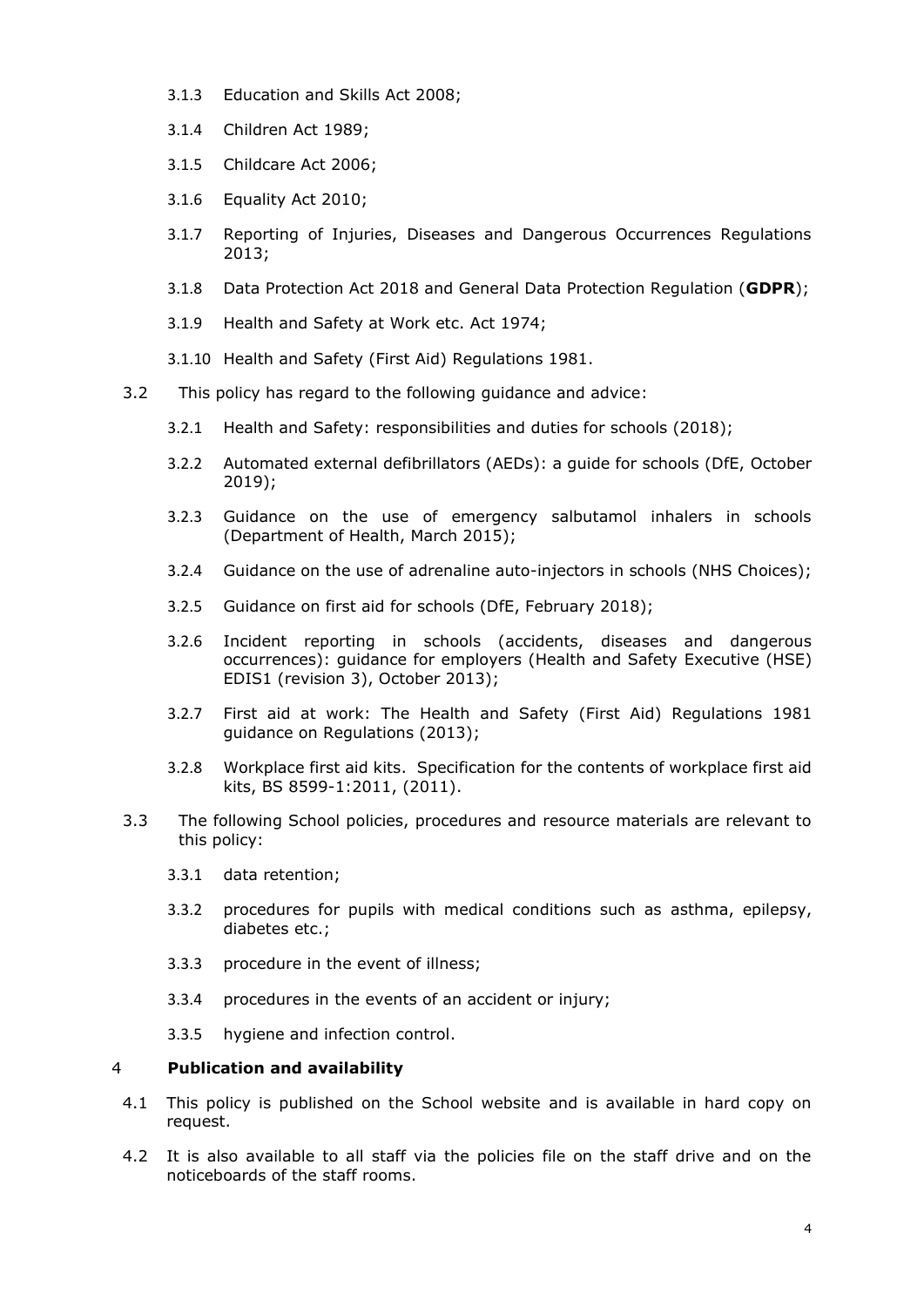3.1.3 Education and Skills Act 2008;

3.1.4 Children Act 1989;

3.1.5 Childcare Act 2006;

3.1.6 Equality Act 2010;

3.1.7 Reporting of Injuries, Diseases and Dangerous Occurrences Regulations 2013;

3.1.8 Data Protection Act 2018 and General Data Protection Regulation (**GDPR**);

3.1.9 Health and Safety at Work etc. Act 1974;

3.1.10 Health and Safety (First Aid) Regulations 1981.

3.2 This policy has regard to the following guidance and advice:

3.2.1 Health and Safety: responsibilities and duties for schools (2018);

3.2.2 Automated external defibrillators (AEDs): a guide for schools (DfE, October 2019);

3.2.3 Guidance on the use of emergency salbutamol inhalers in schools (Department of Health, March 2015);

3.2.4 Guidance on the use of adrenaline auto-injectors in schools (NHS Choices);

3.2.5 Guidance on first aid for schools (DfE, February 2018);

3.2.6 Incident reporting in schools (accidents, diseases and dangerous occurrences): guidance for employers (Health and Safety Executive (HSE) EDIS1 (revision 3), October 2013);

3.2.7 First aid at work: The Health and Safety (First Aid) Regulations 1981 guidance on Regulations (2013);

3.2.8 Workplace first aid kits. Specification for the contents of workplace first aid kits, BS 8599-1:2011, (2011).

3.3 The following School policies, procedures and resource materials are relevant to this policy:

3.3.1 data retention;

3.3.2 procedures for pupils with medical conditions such as asthma, epilepsy, diabetes etc.;

3.3.3 procedure in the event of illness;

3.3.4 procedures in the events of an accident or injury;

3.3.5 hygiene and infection control.

## 4 Publication and availability

4.1 This policy is published on the School website and is available in hard copy on request.

4.2 It is also available to all staff via the policies file on the staff drive and on the noticeboards of the staff rooms.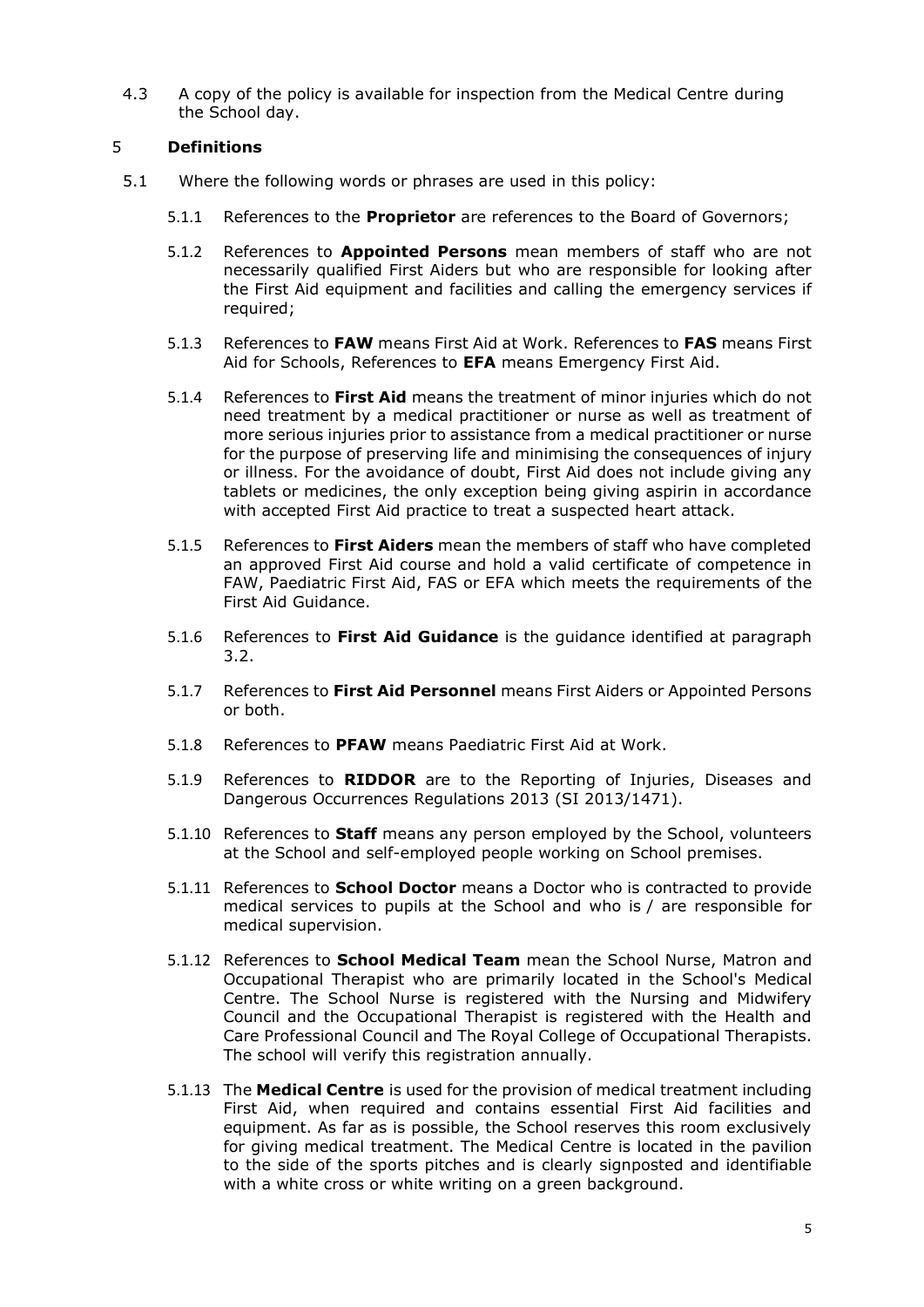4.3 A copy of the policy is available for inspection from the Medical Centre during the School day.

## 5 Definitions

5.1 Where the following words or phrases are used in this policy:

5.1.1 References to the **Proprietor** are references to the Board of Governors;

5.1.2 References to **Appointed Persons** mean members of staff who are not necessarily qualified First Aiders but who are responsible for looking after the First Aid equipment and facilities and calling the emergency services if required;

5.1.3 References to **FAW** means First Aid at Work. References to **FAS** means First Aid for Schools, References to **EFA** means Emergency First Aid.

5.1.4 References to **First Aid** means the treatment of minor injuries which do not need treatment by a medical practitioner or nurse as well as treatment of more serious injuries prior to assistance from a medical practitioner or nurse for the purpose of preserving life and minimising the consequences of injury or illness. For the avoidance of doubt, First Aid does not include giving any tablets or medicines, the only exception being giving aspirin in accordance with accepted First Aid practice to treat a suspected heart attack.

5.1.5 References to **First Aiders** mean the members of staff who have completed an approved First Aid course and hold a valid certificate of competence in FAW, Paediatric First Aid, FAS or EFA which meets the requirements of the First Aid Guidance.

5.1.6 References to **First Aid Guidance** is the guidance identified at paragraph 3.2.

5.1.7 References to **First Aid Personnel** means First Aiders or Appointed Persons or both.

5.1.8 References to **PFAW** means Paediatric First Aid at Work.

5.1.9 References to **RIDDOR** are to the Reporting of Injuries, Diseases and Dangerous Occurrences Regulations 2013 (SI 2013/1471).

5.1.10 References to **Staff** means any person employed by the School, volunteers at the School and self-employed people working on School premises.

5.1.11 References to **School Doctor** means a Doctor who is contracted to provide medical services to pupils at the School and who is / are responsible for medical supervision.

5.1.12 References to **School Medical Team** mean the School Nurse, Matron and Occupational Therapist who are primarily located in the School's Medical Centre. The School Nurse is registered with the Nursing and Midwifery Council and the Occupational Therapist is registered with the Health and Care Professional Council and The Royal College of Occupational Therapists. The school will verify this registration annually.

5.1.13 The **Medical Centre** is used for the provision of medical treatment including First Aid, when required and contains essential First Aid facilities and equipment. As far as is possible, the School reserves this room exclusively for giving medical treatment. The Medical Centre is located in the pavilion to the side of the sports pitches and is clearly signposted and identifiable with a white cross or white writing on a green background.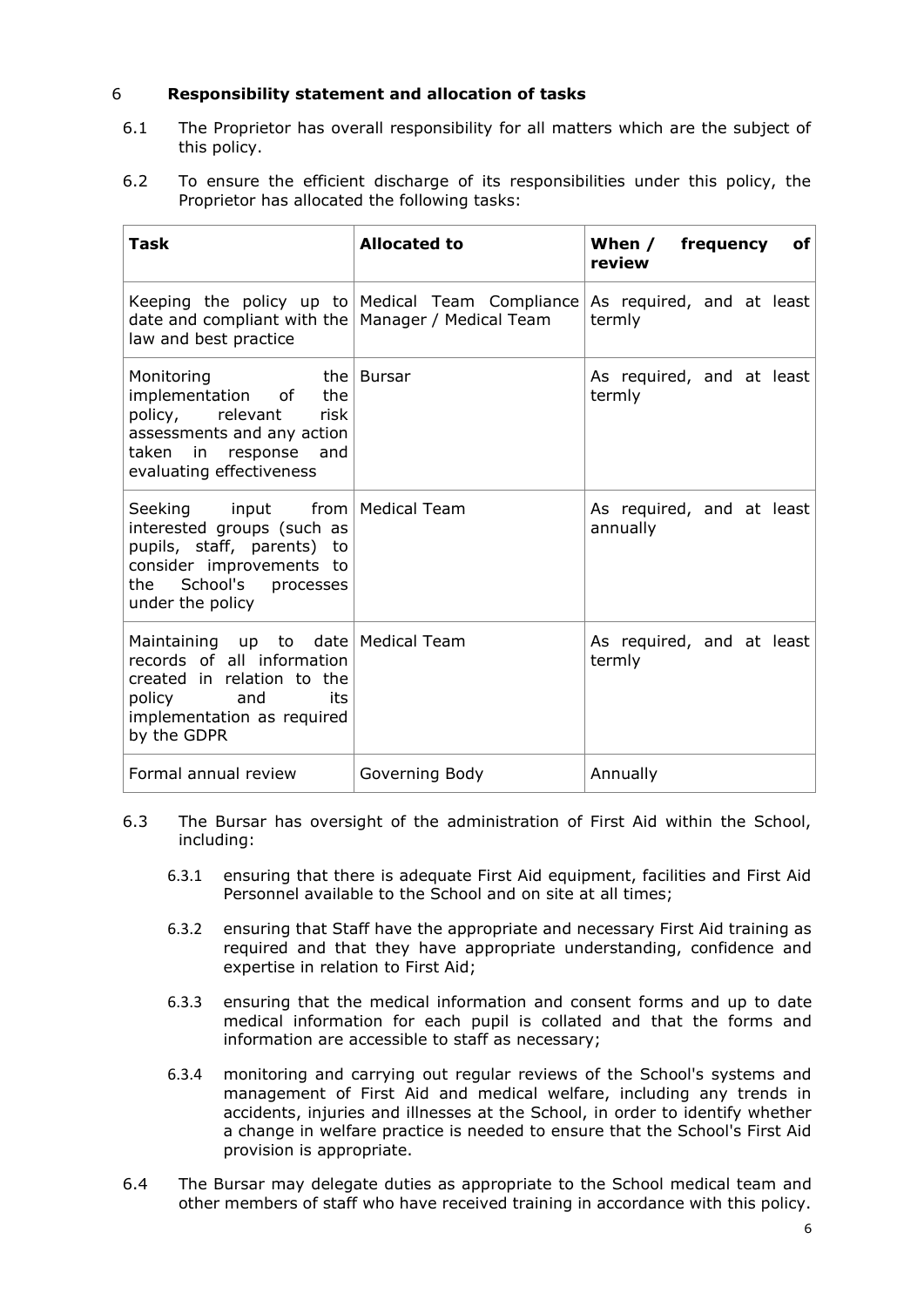## 6 **Responsibility statement and allocation of tasks**

6.1 The Proprietor has overall responsibility for all matters which are the subject of this policy.

6.2 To ensure the efficient discharge of its responsibilities under this policy, the Proprietor has allocated the following tasks:

| **Task** | **Allocated to** | **When / frequency of review** |
|---|---|---|
| Keeping the policy up to date and compliant with the law and best practice | Medical Team Compliance Manager / Medical Team | As required, and at least termly |
| Monitoring the implementation of the policy, relevant risk assessments and any action taken in response and evaluating effectiveness | Bursar | As required, and at least termly |
| Seeking input from interested groups (such as pupils, staff, parents) to consider improvements to the School's processes under the policy | Medical Team | As required, and at least annually |
| Maintaining up to date records of all information created in relation to the policy and its implementation as required by the GDPR | Medical Team | As required, and at least termly |
| Formal annual review | Governing Body | Annually |

6.3 The Bursar has oversight of the administration of First Aid within the School, including:

6.3.1 ensuring that there is adequate First Aid equipment, facilities and First Aid Personnel available to the School and on site at all times;

6.3.2 ensuring that Staff have the appropriate and necessary First Aid training as required and that they have appropriate understanding, confidence and expertise in relation to First Aid;

6.3.3 ensuring that the medical information and consent forms and up to date medical information for each pupil is collated and that the forms and information are accessible to staff as necessary;

6.3.4 monitoring and carrying out regular reviews of the School's systems and management of First Aid and medical welfare, including any trends in accidents, injuries and illnesses at the School, in order to identify whether a change in welfare practice is needed to ensure that the School's First Aid provision is appropriate.

6.4 The Bursar may delegate duties as appropriate to the School medical team and other members of staff who have received training in accordance with this policy.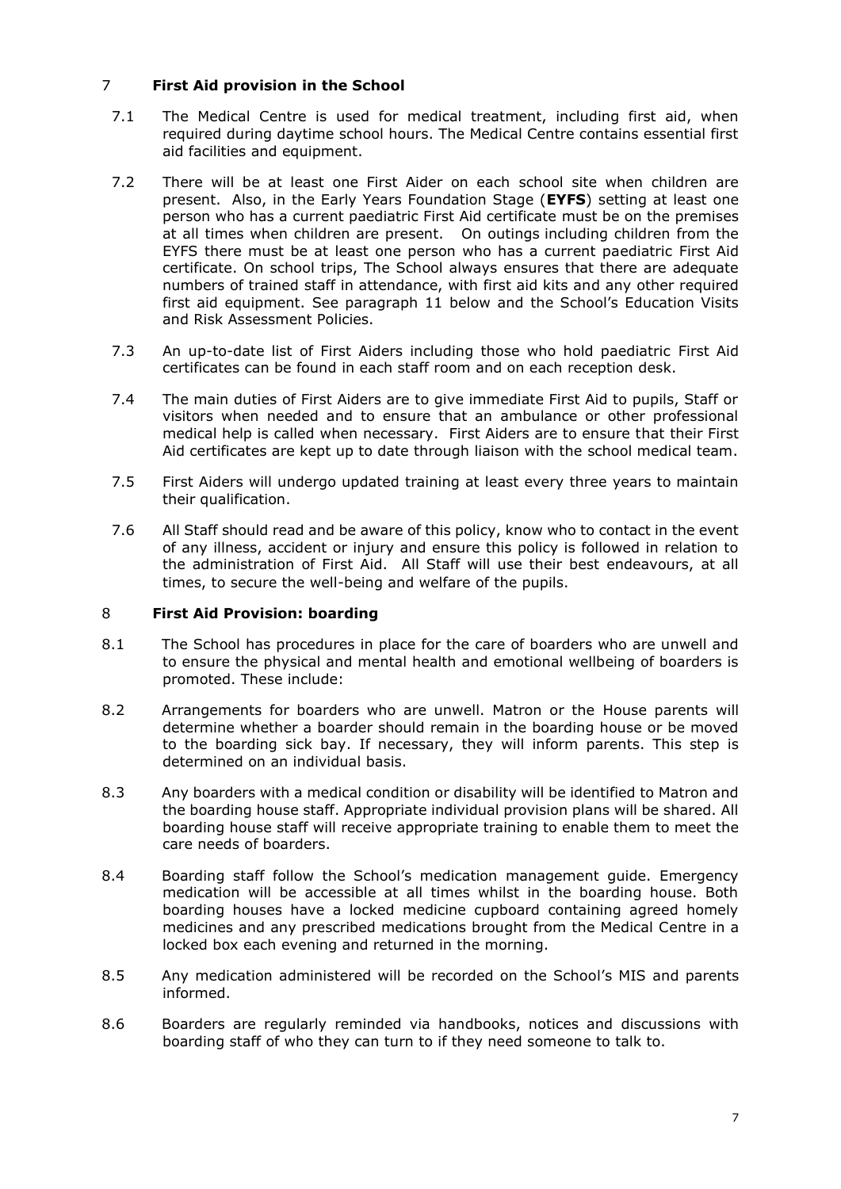## 7 First Aid provision in the School

7.1 The Medical Centre is used for medical treatment, including first aid, when required during daytime school hours. The Medical Centre contains essential first aid facilities and equipment.

7.2 There will be at least one First Aider on each school site when children are present. Also, in the Early Years Foundation Stage (**EYFS**) setting at least one person who has a current paediatric First Aid certificate must be on the premises at all times when children are present. On outings including children from the EYFS there must be at least one person who has a current paediatric First Aid certificate. On school trips, The School always ensures that there are adequate numbers of trained staff in attendance, with first aid kits and any other required first aid equipment. See paragraph 11 below and the School's Education Visits and Risk Assessment Policies.

7.3 An up-to-date list of First Aiders including those who hold paediatric First Aid certificates can be found in each staff room and on each reception desk.

7.4 The main duties of First Aiders are to give immediate First Aid to pupils, Staff or visitors when needed and to ensure that an ambulance or other professional medical help is called when necessary. First Aiders are to ensure that their First Aid certificates are kept up to date through liaison with the school medical team.

7.5 First Aiders will undergo updated training at least every three years to maintain their qualification.

7.6 All Staff should read and be aware of this policy, know who to contact in the event of any illness, accident or injury and ensure this policy is followed in relation to the administration of First Aid. All Staff will use their best endeavours, at all times, to secure the well-being and welfare of the pupils.

## 8 First Aid Provision: boarding

8.1 The School has procedures in place for the care of boarders who are unwell and to ensure the physical and mental health and emotional wellbeing of boarders is promoted. These include:

8.2 Arrangements for boarders who are unwell. Matron or the House parents will determine whether a boarder should remain in the boarding house or be moved to the boarding sick bay. If necessary, they will inform parents. This step is determined on an individual basis.

8.3 Any boarders with a medical condition or disability will be identified to Matron and the boarding house staff. Appropriate individual provision plans will be shared. All boarding house staff will receive appropriate training to enable them to meet the care needs of boarders.

8.4 Boarding staff follow the School's medication management guide. Emergency medication will be accessible at all times whilst in the boarding house. Both boarding houses have a locked medicine cupboard containing agreed homely medicines and any prescribed medications brought from the Medical Centre in a locked box each evening and returned in the morning.

8.5 Any medication administered will be recorded on the School's MIS and parents informed.

8.6 Boarders are regularly reminded via handbooks, notices and discussions with boarding staff of who they can turn to if they need someone to talk to.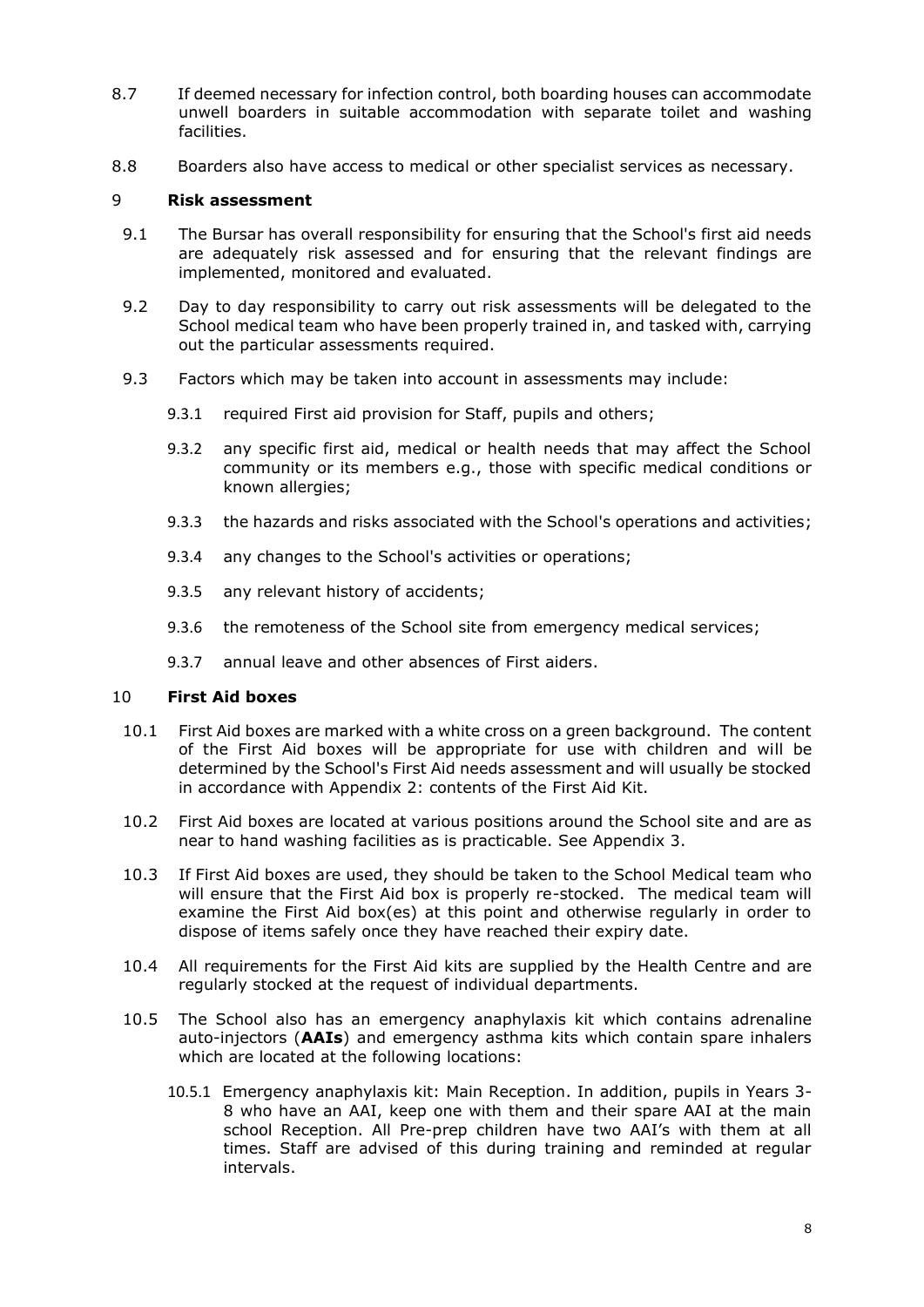8.7 If deemed necessary for infection control, both boarding houses can accommodate unwell boarders in suitable accommodation with separate toilet and washing facilities.

8.8 Boarders also have access to medical or other specialist services as necessary.

## 9 Risk assessment

9.1 The Bursar has overall responsibility for ensuring that the School's first aid needs are adequately risk assessed and for ensuring that the relevant findings are implemented, monitored and evaluated.

9.2 Day to day responsibility to carry out risk assessments will be delegated to the School medical team who have been properly trained in, and tasked with, carrying out the particular assessments required.

9.3 Factors which may be taken into account in assessments may include:

9.3.1 required First aid provision for Staff, pupils and others;

9.3.2 any specific first aid, medical or health needs that may affect the School community or its members e.g., those with specific medical conditions or known allergies;

9.3.3 the hazards and risks associated with the School's operations and activities;

9.3.4 any changes to the School's activities or operations;

9.3.5 any relevant history of accidents;

9.3.6 the remoteness of the School site from emergency medical services;

9.3.7 annual leave and other absences of First aiders.

## 10 First Aid boxes

10.1 First Aid boxes are marked with a white cross on a green background. The content of the First Aid boxes will be appropriate for use with children and will be determined by the School's First Aid needs assessment and will usually be stocked in accordance with Appendix 2: contents of the First Aid Kit.

10.2 First Aid boxes are located at various positions around the School site and are as near to hand washing facilities as is practicable. See Appendix 3.

10.3 If First Aid boxes are used, they should be taken to the School Medical team who will ensure that the First Aid box is properly re-stocked. The medical team will examine the First Aid box(es) at this point and otherwise regularly in order to dispose of items safely once they have reached their expiry date.

10.4 All requirements for the First Aid kits are supplied by the Health Centre and are regularly stocked at the request of individual departments.

10.5 The School also has an emergency anaphylaxis kit which contains adrenaline auto-injectors (**AAIs**) and emergency asthma kits which contain spare inhalers which are located at the following locations:

10.5.1 Emergency anaphylaxis kit: Main Reception. In addition, pupils in Years 3-8 who have an AAI, keep one with them and their spare AAI at the main school Reception. All Pre-prep children have two AAI's with them at all times. Staff are advised of this during training and reminded at regular intervals.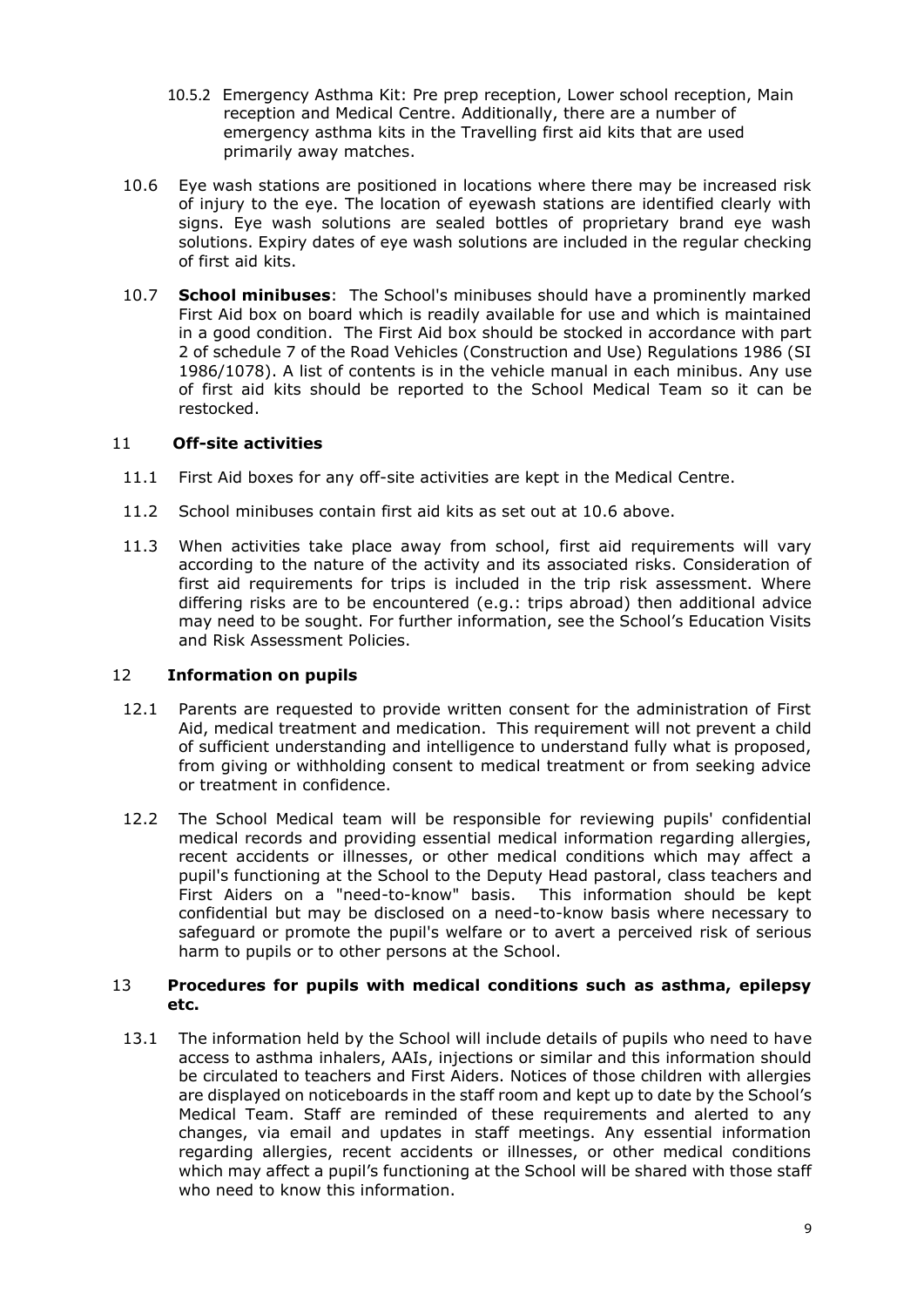10.5.2 Emergency Asthma Kit: Pre prep reception, Lower school reception, Main reception and Medical Centre. Additionally, there are a number of emergency asthma kits in the Travelling first aid kits that are used primarily away matches.

10.6 Eye wash stations are positioned in locations where there may be increased risk of injury to the eye. The location of eyewash stations are identified clearly with signs. Eye wash solutions are sealed bottles of proprietary brand eye wash solutions. Expiry dates of eye wash solutions are included in the regular checking of first aid kits.

10.7 **School minibuses**: The School's minibuses should have a prominently marked First Aid box on board which is readily available for use and which is maintained in a good condition. The First Aid box should be stocked in accordance with part 2 of schedule 7 of the Road Vehicles (Construction and Use) Regulations 1986 (SI 1986/1078). A list of contents is in the vehicle manual in each minibus. Any use of first aid kits should be reported to the School Medical Team so it can be restocked.

## 11 Off-site activities

11.1 First Aid boxes for any off-site activities are kept in the Medical Centre.

11.2 School minibuses contain first aid kits as set out at 10.6 above.

11.3 When activities take place away from school, first aid requirements will vary according to the nature of the activity and its associated risks. Consideration of first aid requirements for trips is included in the trip risk assessment. Where differing risks are to be encountered (e.g.: trips abroad) then additional advice may need to be sought. For further information, see the School's Education Visits and Risk Assessment Policies.

## 12 Information on pupils

12.1 Parents are requested to provide written consent for the administration of First Aid, medical treatment and medication. This requirement will not prevent a child of sufficient understanding and intelligence to understand fully what is proposed, from giving or withholding consent to medical treatment or from seeking advice or treatment in confidence.

12.2 The School Medical team will be responsible for reviewing pupils' confidential medical records and providing essential medical information regarding allergies, recent accidents or illnesses, or other medical conditions which may affect a pupil's functioning at the School to the Deputy Head pastoral, class teachers and First Aiders on a "need-to-know" basis. This information should be kept confidential but may be disclosed on a need-to-know basis where necessary to safeguard or promote the pupil's welfare or to avert a perceived risk of serious harm to pupils or to other persons at the School.

## 13 Procedures for pupils with medical conditions such as asthma, epilepsy etc.

13.1 The information held by the School will include details of pupils who need to have access to asthma inhalers, AAIs, injections or similar and this information should be circulated to teachers and First Aiders. Notices of those children with allergies are displayed on noticeboards in the staff room and kept up to date by the School's Medical Team. Staff are reminded of these requirements and alerted to any changes, via email and updates in staff meetings. Any essential information regarding allergies, recent accidents or illnesses, or other medical conditions which may affect a pupil's functioning at the School will be shared with those staff who need to know this information.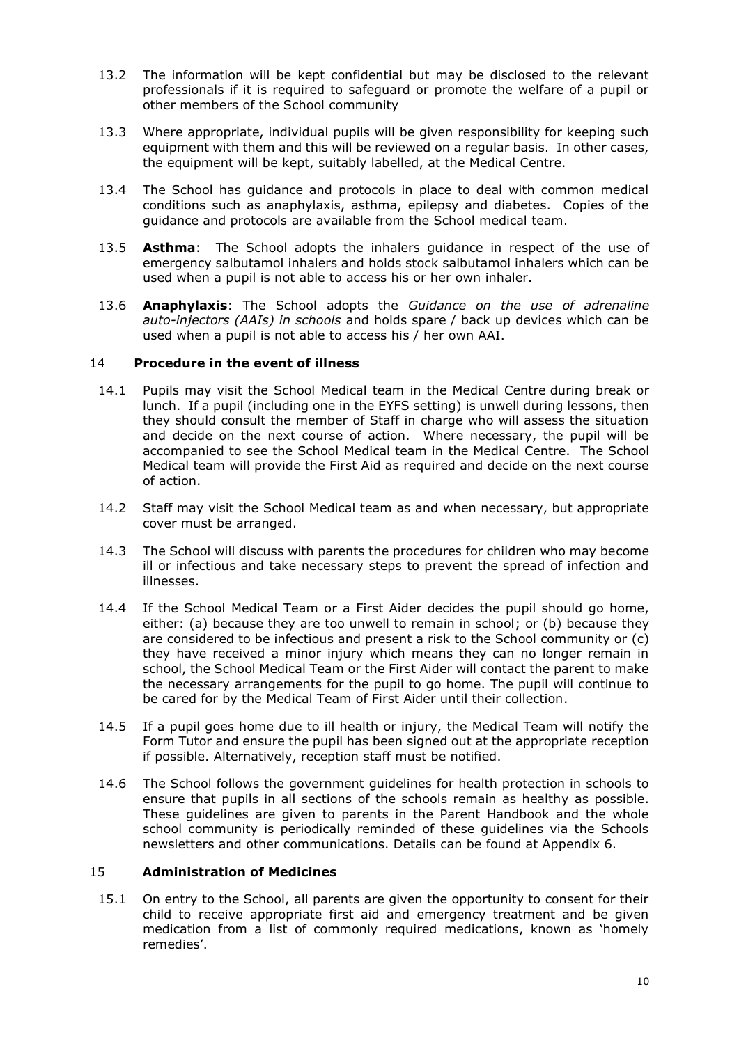13.2 The information will be kept confidential but may be disclosed to the relevant professionals if it is required to safeguard or promote the welfare of a pupil or other members of the School community

13.3 Where appropriate, individual pupils will be given responsibility for keeping such equipment with them and this will be reviewed on a regular basis. In other cases, the equipment will be kept, suitably labelled, at the Medical Centre.

13.4 The School has guidance and protocols in place to deal with common medical conditions such as anaphylaxis, asthma, epilepsy and diabetes. Copies of the guidance and protocols are available from the School medical team.

13.5 **Asthma**: The School adopts the inhalers guidance in respect of the use of emergency salbutamol inhalers and holds stock salbutamol inhalers which can be used when a pupil is not able to access his or her own inhaler.

13.6 **Anaphylaxis**: The School adopts the *Guidance on the use of adrenaline auto-injectors (AAIs) in schools* and holds spare / back up devices which can be used when a pupil is not able to access his / her own AAI.

## 14 Procedure in the event of illness

14.1 Pupils may visit the School Medical team in the Medical Centre during break or lunch. If a pupil (including one in the EYFS setting) is unwell during lessons, then they should consult the member of Staff in charge who will assess the situation and decide on the next course of action. Where necessary, the pupil will be accompanied to see the School Medical team in the Medical Centre. The School Medical team will provide the First Aid as required and decide on the next course of action.

14.2 Staff may visit the School Medical team as and when necessary, but appropriate cover must be arranged.

14.3 The School will discuss with parents the procedures for children who may become ill or infectious and take necessary steps to prevent the spread of infection and illnesses.

14.4 If the School Medical Team or a First Aider decides the pupil should go home, either: (a) because they are too unwell to remain in school; or (b) because they are considered to be infectious and present a risk to the School community or (c) they have received a minor injury which means they can no longer remain in school, the School Medical Team or the First Aider will contact the parent to make the necessary arrangements for the pupil to go home. The pupil will continue to be cared for by the Medical Team of First Aider until their collection.

14.5 If a pupil goes home due to ill health or injury, the Medical Team will notify the Form Tutor and ensure the pupil has been signed out at the appropriate reception if possible. Alternatively, reception staff must be notified.

14.6 The School follows the government guidelines for health protection in schools to ensure that pupils in all sections of the schools remain as healthy as possible. These guidelines are given to parents in the Parent Handbook and the whole school community is periodically reminded of these guidelines via the Schools newsletters and other communications. Details can be found at Appendix 6.

## 15 Administration of Medicines

15.1 On entry to the School, all parents are given the opportunity to consent for their child to receive appropriate first aid and emergency treatment and be given medication from a list of commonly required medications, known as 'homely remedies'.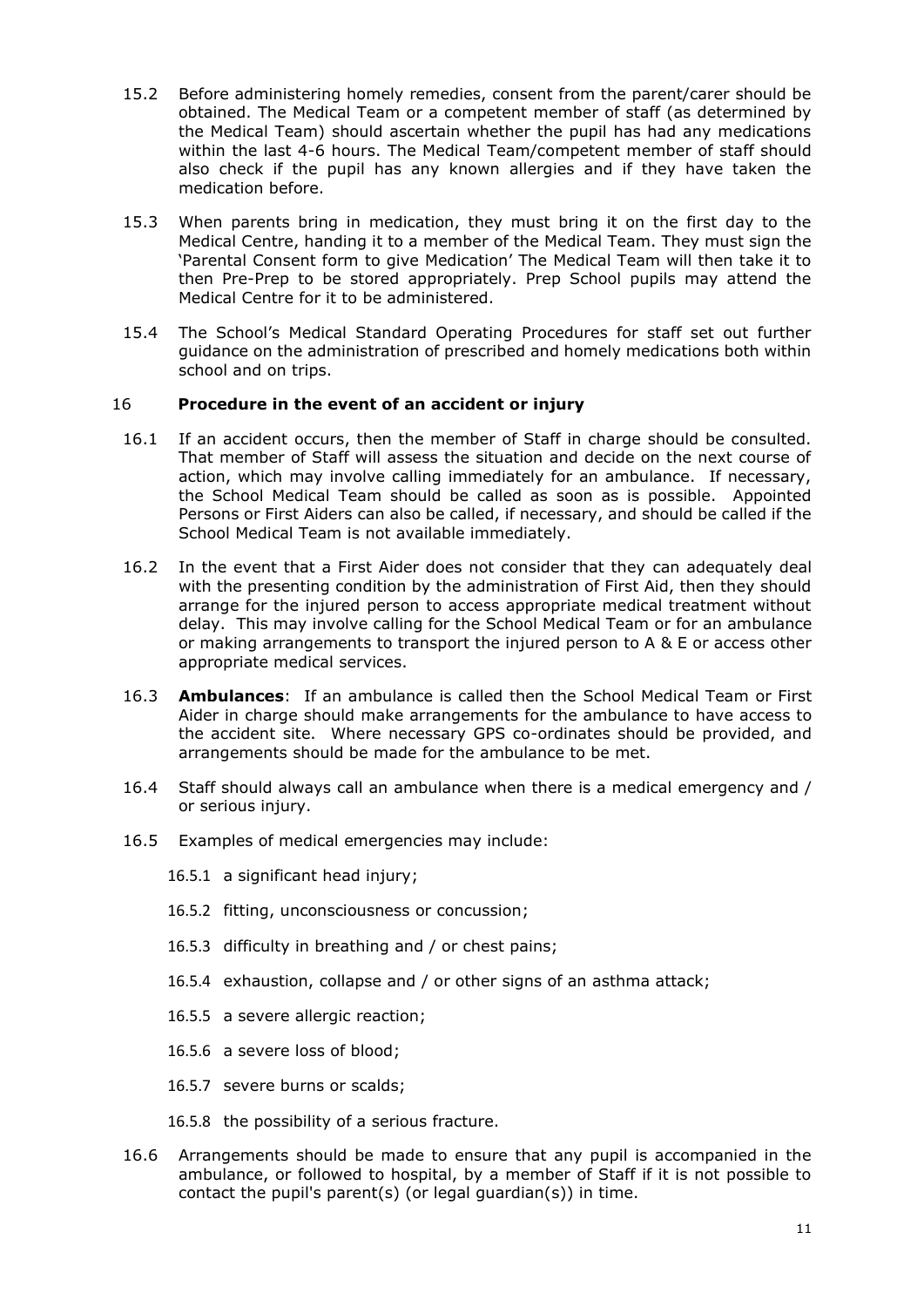15.2 Before administering homely remedies, consent from the parent/carer should be obtained. The Medical Team or a competent member of staff (as determined by the Medical Team) should ascertain whether the pupil has had any medications within the last 4-6 hours. The Medical Team/competent member of staff should also check if the pupil has any known allergies and if they have taken the medication before.

15.3 When parents bring in medication, they must bring it on the first day to the Medical Centre, handing it to a member of the Medical Team. They must sign the 'Parental Consent form to give Medication' The Medical Team will then take it to then Pre-Prep to be stored appropriately. Prep School pupils may attend the Medical Centre for it to be administered.

15.4 The School's Medical Standard Operating Procedures for staff set out further guidance on the administration of prescribed and homely medications both within school and on trips.

## 16 Procedure in the event of an accident or injury

16.1 If an accident occurs, then the member of Staff in charge should be consulted. That member of Staff will assess the situation and decide on the next course of action, which may involve calling immediately for an ambulance. If necessary, the School Medical Team should be called as soon as is possible. Appointed Persons or First Aiders can also be called, if necessary, and should be called if the School Medical Team is not available immediately.

16.2 In the event that a First Aider does not consider that they can adequately deal with the presenting condition by the administration of First Aid, then they should arrange for the injured person to access appropriate medical treatment without delay. This may involve calling for the School Medical Team or for an ambulance or making arrangements to transport the injured person to A & E or access other appropriate medical services.

16.3 **Ambulances**: If an ambulance is called then the School Medical Team or First Aider in charge should make arrangements for the ambulance to have access to the accident site. Where necessary GPS co-ordinates should be provided, and arrangements should be made for the ambulance to be met.

16.4 Staff should always call an ambulance when there is a medical emergency and / or serious injury.

16.5 Examples of medical emergencies may include:

16.5.1 a significant head injury;

16.5.2 fitting, unconsciousness or concussion;

16.5.3 difficulty in breathing and / or chest pains;

16.5.4 exhaustion, collapse and / or other signs of an asthma attack;

16.5.5 a severe allergic reaction;

16.5.6 a severe loss of blood;

16.5.7 severe burns or scalds;

16.5.8 the possibility of a serious fracture.

16.6 Arrangements should be made to ensure that any pupil is accompanied in the ambulance, or followed to hospital, by a member of Staff if it is not possible to contact the pupil's parent(s) (or legal guardian(s)) in time.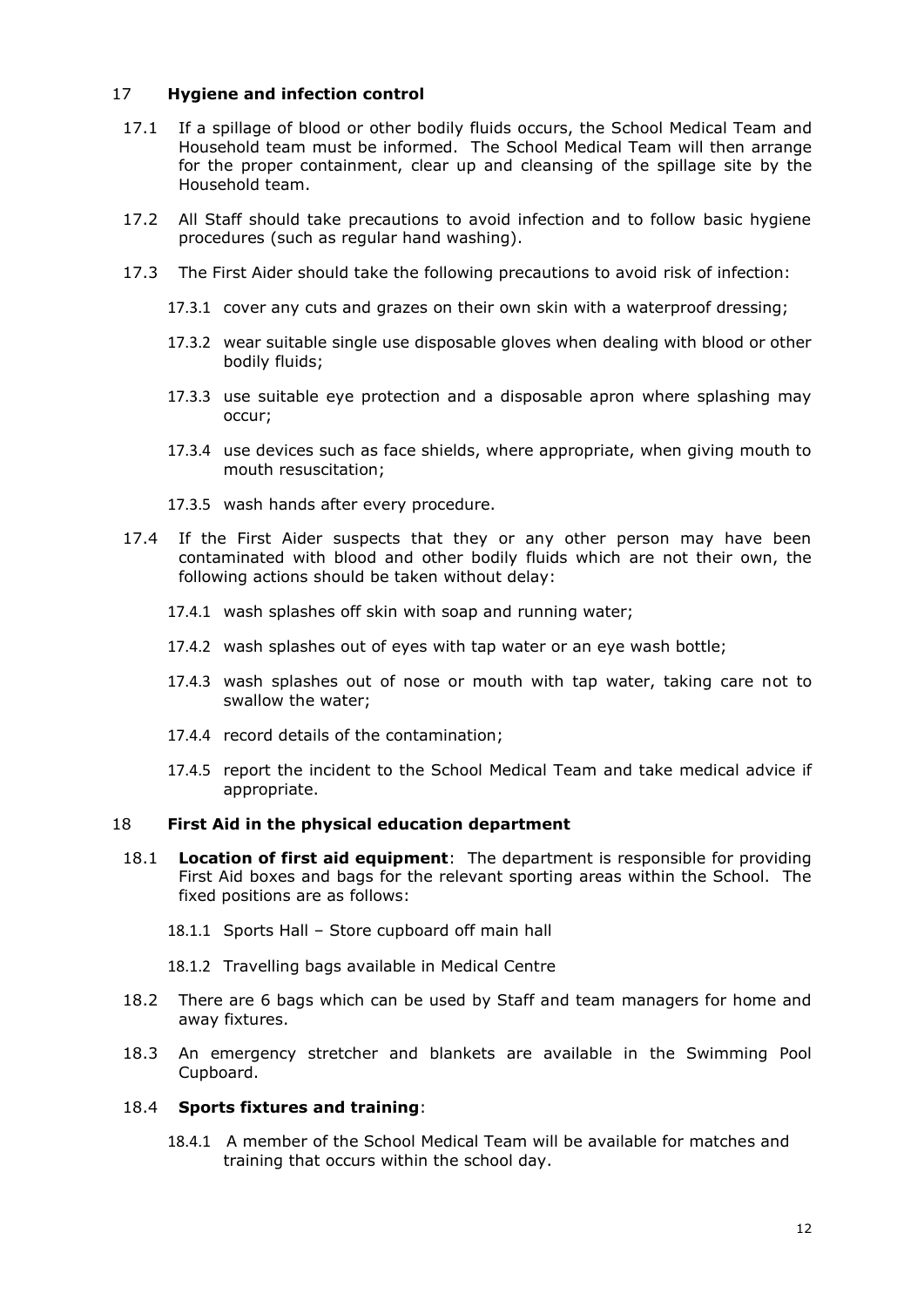## 17 **Hygiene and infection control**

17.1 If a spillage of blood or other bodily fluids occurs, the School Medical Team and Household team must be informed. The School Medical Team will then arrange for the proper containment, clear up and cleansing of the spillage site by the Household team.

17.2 All Staff should take precautions to avoid infection and to follow basic hygiene procedures (such as regular hand washing).

17.3 The First Aider should take the following precautions to avoid risk of infection:

17.3.1 cover any cuts and grazes on their own skin with a waterproof dressing;

17.3.2 wear suitable single use disposable gloves when dealing with blood or other bodily fluids;

17.3.3 use suitable eye protection and a disposable apron where splashing may occur;

17.3.4 use devices such as face shields, where appropriate, when giving mouth to mouth resuscitation;

17.3.5 wash hands after every procedure.

17.4 If the First Aider suspects that they or any other person may have been contaminated with blood and other bodily fluids which are not their own, the following actions should be taken without delay:

17.4.1 wash splashes off skin with soap and running water;

17.4.2 wash splashes out of eyes with tap water or an eye wash bottle;

17.4.3 wash splashes out of nose or mouth with tap water, taking care not to swallow the water;

17.4.4 record details of the contamination;

17.4.5 report the incident to the School Medical Team and take medical advice if appropriate.

## 18 **First Aid in the physical education department**

18.1 **Location of first aid equipment**: The department is responsible for providing First Aid boxes and bags for the relevant sporting areas within the School. The fixed positions are as follows:

18.1.1 Sports Hall – Store cupboard off main hall

18.1.2 Travelling bags available in Medical Centre

18.2 There are 6 bags which can be used by Staff and team managers for home and away fixtures.

18.3 An emergency stretcher and blankets are available in the Swimming Pool Cupboard.

18.4 **Sports fixtures and training**:

18.4.1 A member of the School Medical Team will be available for matches and training that occurs within the school day.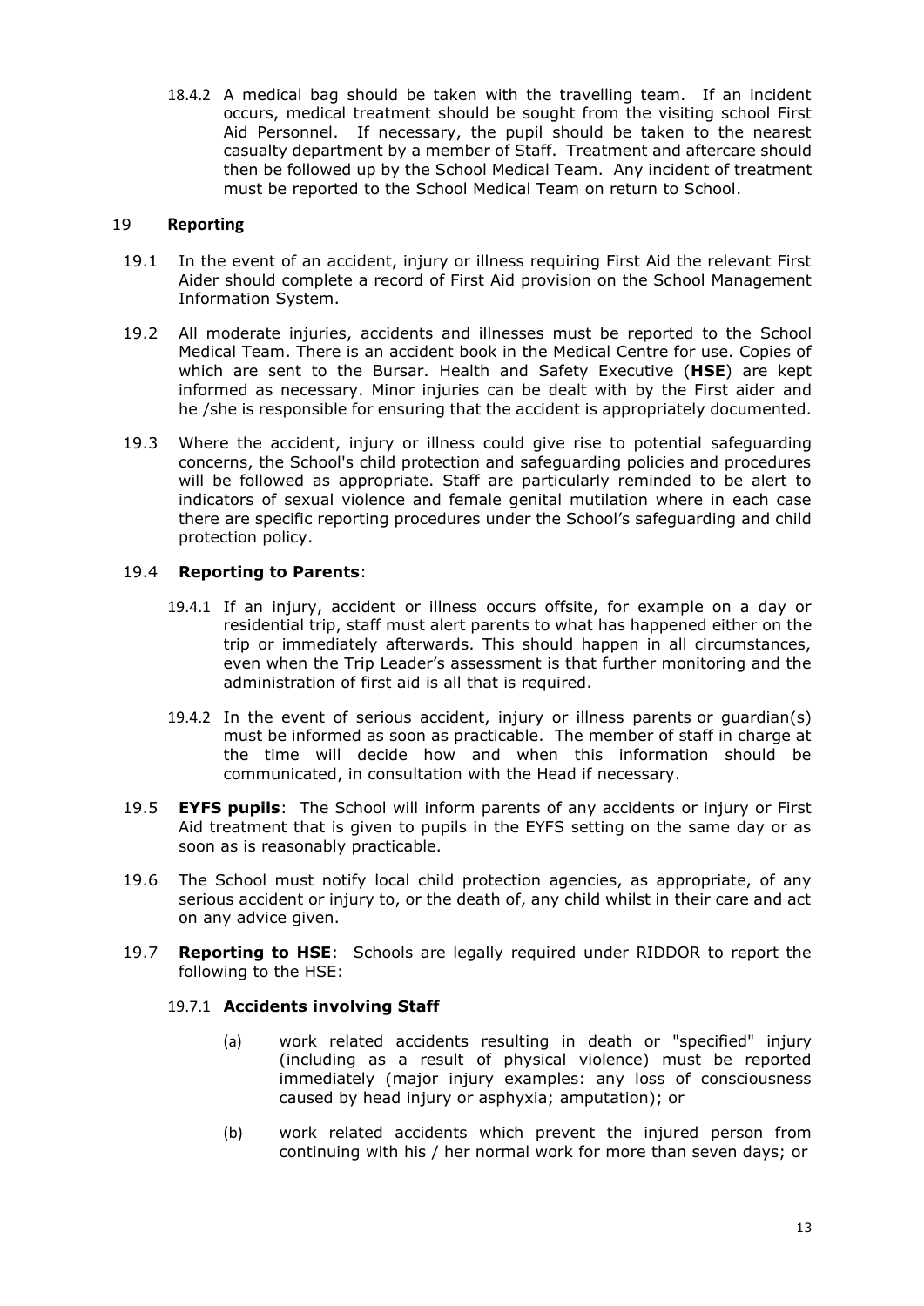18.4.2 A medical bag should be taken with the travelling team. If an incident occurs, medical treatment should be sought from the visiting school First Aid Personnel. If necessary, the pupil should be taken to the nearest casualty department by a member of Staff. Treatment and aftercare should then be followed up by the School Medical Team. Any incident of treatment must be reported to the School Medical Team on return to School.

## 19 Reporting

19.1 In the event of an accident, injury or illness requiring First Aid the relevant First Aider should complete a record of First Aid provision on the School Management Information System.

19.2 All moderate injuries, accidents and illnesses must be reported to the School Medical Team. There is an accident book in the Medical Centre for use. Copies of which are sent to the Bursar. Health and Safety Executive (**HSE**) are kept informed as necessary. Minor injuries can be dealt with by the First aider and he /she is responsible for ensuring that the accident is appropriately documented.

19.3 Where the accident, injury or illness could give rise to potential safeguarding concerns, the School's child protection and safeguarding policies and procedures will be followed as appropriate. Staff are particularly reminded to be alert to indicators of sexual violence and female genital mutilation where in each case there are specific reporting procedures under the School's safeguarding and child protection policy.

19.4 **Reporting to Parents**:

19.4.1 If an injury, accident or illness occurs offsite, for example on a day or residential trip, staff must alert parents to what has happened either on the trip or immediately afterwards. This should happen in all circumstances, even when the Trip Leader's assessment is that further monitoring and the administration of first aid is all that is required.

19.4.2 In the event of serious accident, injury or illness parents or guardian(s) must be informed as soon as practicable. The member of staff in charge at the time will decide how and when this information should be communicated, in consultation with the Head if necessary.

19.5 **EYFS pupils**: The School will inform parents of any accidents or injury or First Aid treatment that is given to pupils in the EYFS setting on the same day or as soon as is reasonably practicable.

19.6 The School must notify local child protection agencies, as appropriate, of any serious accident or injury to, or the death of, any child whilst in their care and act on any advice given.

19.7 **Reporting to HSE**: Schools are legally required under RIDDOR to report the following to the HSE:

19.7.1 **Accidents involving Staff**

(a) work related accidents resulting in death or "specified" injury (including as a result of physical violence) must be reported immediately (major injury examples: any loss of consciousness caused by head injury or asphyxia; amputation); or

(b) work related accidents which prevent the injured person from continuing with his / her normal work for more than seven days; or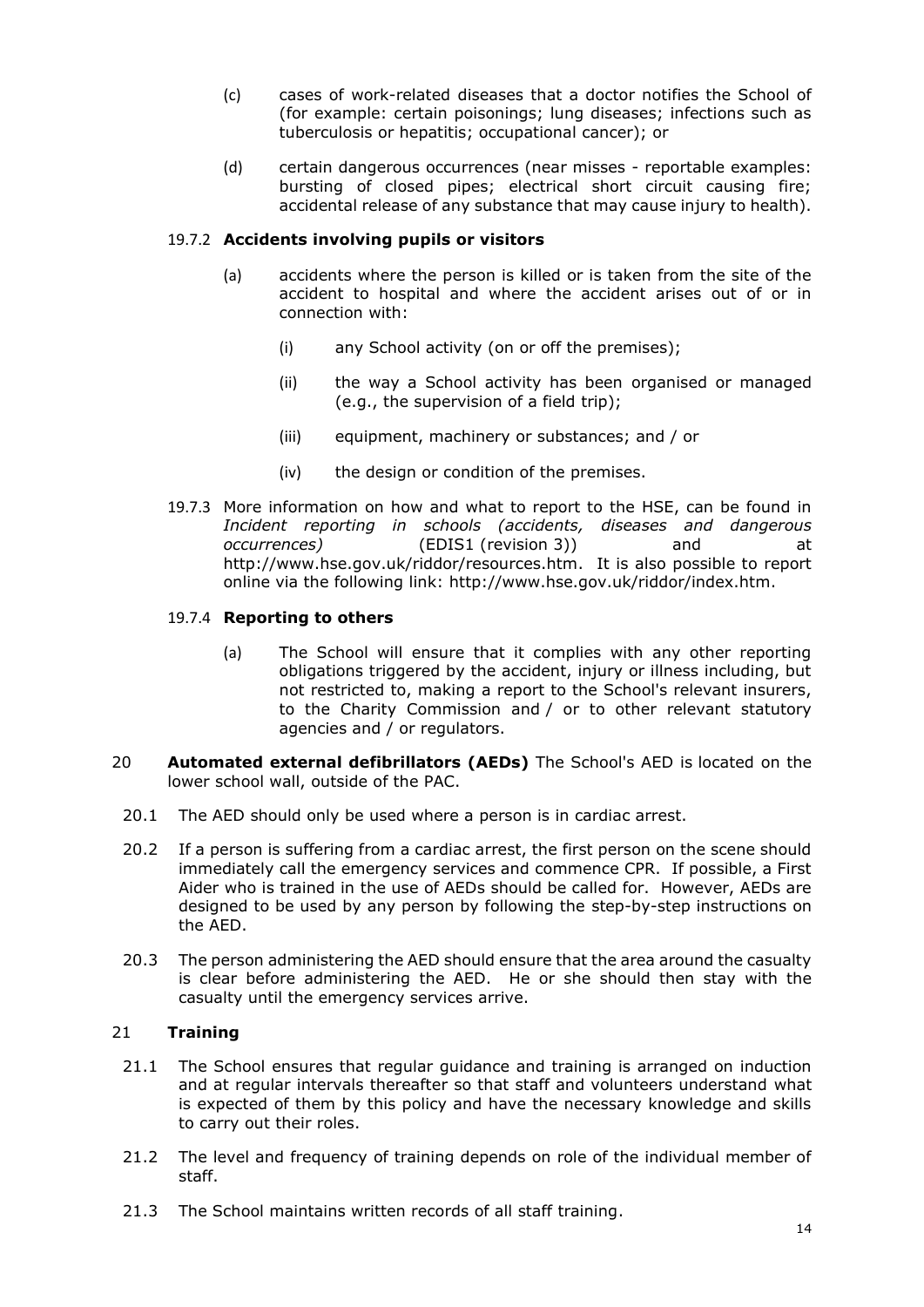(c) cases of work-related diseases that a doctor notifies the School of (for example: certain poisonings; lung diseases; infections such as tuberculosis or hepatitis; occupational cancer); or

(d) certain dangerous occurrences (near misses - reportable examples: bursting of closed pipes; electrical short circuit causing fire; accidental release of any substance that may cause injury to health).

19.7.2 **Accidents involving pupils or visitors**

(a) accidents where the person is killed or is taken from the site of the accident to hospital and where the accident arises out of or in connection with:

(i) any School activity (on or off the premises);

(ii) the way a School activity has been organised or managed (e.g., the supervision of a field trip);

(iii) equipment, machinery or substances; and / or

(iv) the design or condition of the premises.

19.7.3 More information on how and what to report to the HSE, can be found in *Incident reporting in schools (accidents, diseases and dangerous occurrences)* (EDIS1 (revision 3)) and at http://www.hse.gov.uk/riddor/resources.htm. It is also possible to report online via the following link: http://www.hse.gov.uk/riddor/index.htm.

19.7.4 **Reporting to others**

(a) The School will ensure that it complies with any other reporting obligations triggered by the accident, injury or illness including, but not restricted to, making a report to the School's relevant insurers, to the Charity Commission and / or to other relevant statutory agencies and / or regulators.

20 **Automated external defibrillators (AEDs)** The School's AED is located on the lower school wall, outside of the PAC.

20.1 The AED should only be used where a person is in cardiac arrest.

20.2 If a person is suffering from a cardiac arrest, the first person on the scene should immediately call the emergency services and commence CPR. If possible, a First Aider who is trained in the use of AEDs should be called for. However, AEDs are designed to be used by any person by following the step-by-step instructions on the AED.

20.3 The person administering the AED should ensure that the area around the casualty is clear before administering the AED. He or she should then stay with the casualty until the emergency services arrive.

21 **Training**

21.1 The School ensures that regular guidance and training is arranged on induction and at regular intervals thereafter so that staff and volunteers understand what is expected of them by this policy and have the necessary knowledge and skills to carry out their roles.

21.2 The level and frequency of training depends on role of the individual member of staff.

21.3 The School maintains written records of all staff training.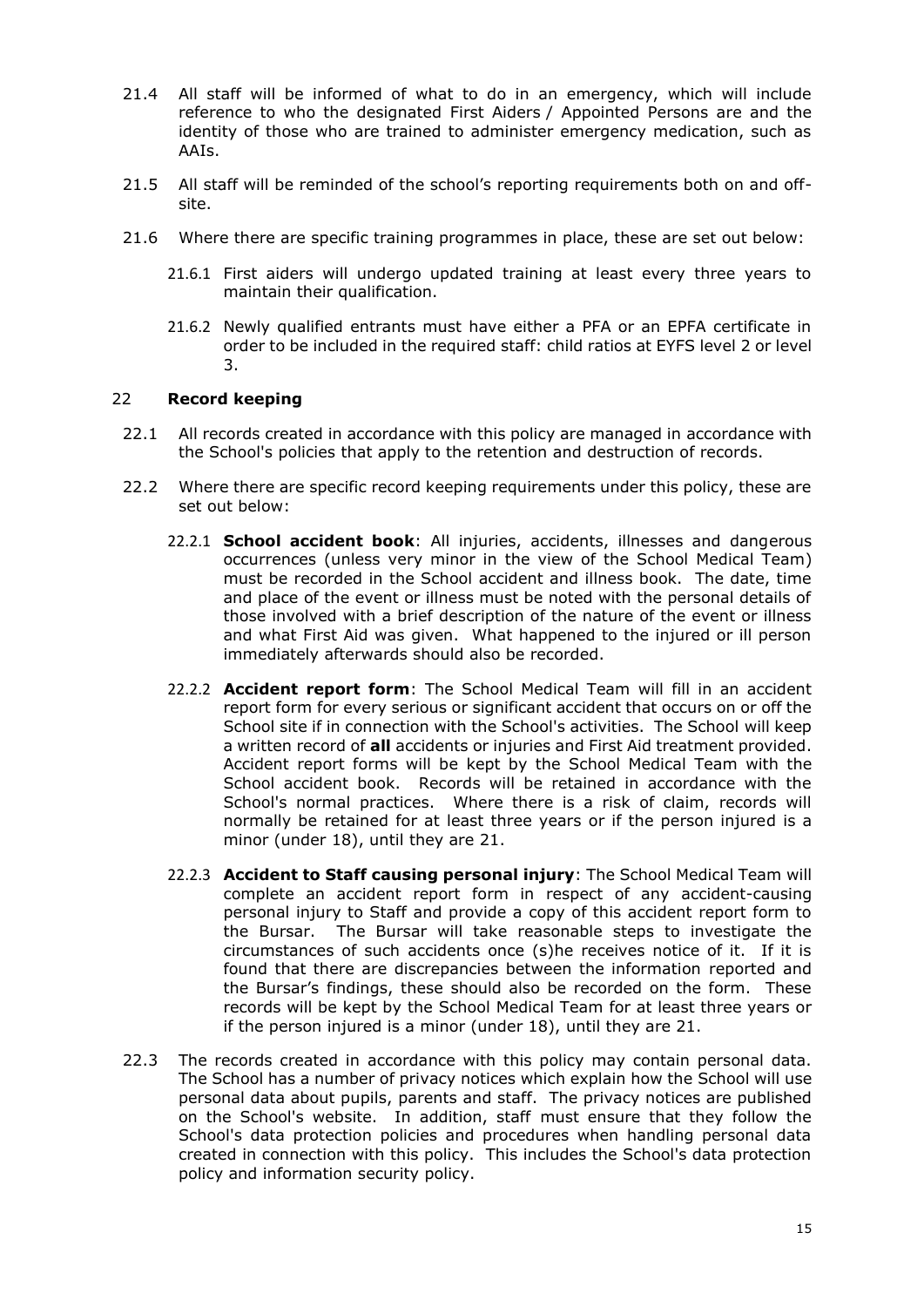21.4 All staff will be informed of what to do in an emergency, which will include reference to who the designated First Aiders / Appointed Persons are and the identity of those who are trained to administer emergency medication, such as AAIs.

21.5 All staff will be reminded of the school's reporting requirements both on and off-site.

21.6 Where there are specific training programmes in place, these are set out below:

21.6.1 First aiders will undergo updated training at least every three years to maintain their qualification.

21.6.2 Newly qualified entrants must have either a PFA or an EPFA certificate in order to be included in the required staff: child ratios at EYFS level 2 or level 3.

## 22 **Record keeping**

22.1 All records created in accordance with this policy are managed in accordance with the School's policies that apply to the retention and destruction of records.

22.2 Where there are specific record keeping requirements under this policy, these are set out below:

22.2.1 **School accident book**: All injuries, accidents, illnesses and dangerous occurrences (unless very minor in the view of the School Medical Team) must be recorded in the School accident and illness book. The date, time and place of the event or illness must be noted with the personal details of those involved with a brief description of the nature of the event or illness and what First Aid was given. What happened to the injured or ill person immediately afterwards should also be recorded.

22.2.2 **Accident report form**: The School Medical Team will fill in an accident report form for every serious or significant accident that occurs on or off the School site if in connection with the School's activities. The School will keep a written record of **all** accidents or injuries and First Aid treatment provided. Accident report forms will be kept by the School Medical Team with the School accident book. Records will be retained in accordance with the School's normal practices. Where there is a risk of claim, records will normally be retained for at least three years or if the person injured is a minor (under 18), until they are 21.

22.2.3 **Accident to Staff causing personal injury**: The School Medical Team will complete an accident report form in respect of any accident-causing personal injury to Staff and provide a copy of this accident report form to the Bursar. The Bursar will take reasonable steps to investigate the circumstances of such accidents once (s)he receives notice of it. If it is found that there are discrepancies between the information reported and the Bursar's findings, these should also be recorded on the form. These records will be kept by the School Medical Team for at least three years or if the person injured is a minor (under 18), until they are 21.

22.3 The records created in accordance with this policy may contain personal data. The School has a number of privacy notices which explain how the School will use personal data about pupils, parents and staff. The privacy notices are published on the School's website. In addition, staff must ensure that they follow the School's data protection policies and procedures when handling personal data created in connection with this policy. This includes the School's data protection policy and information security policy.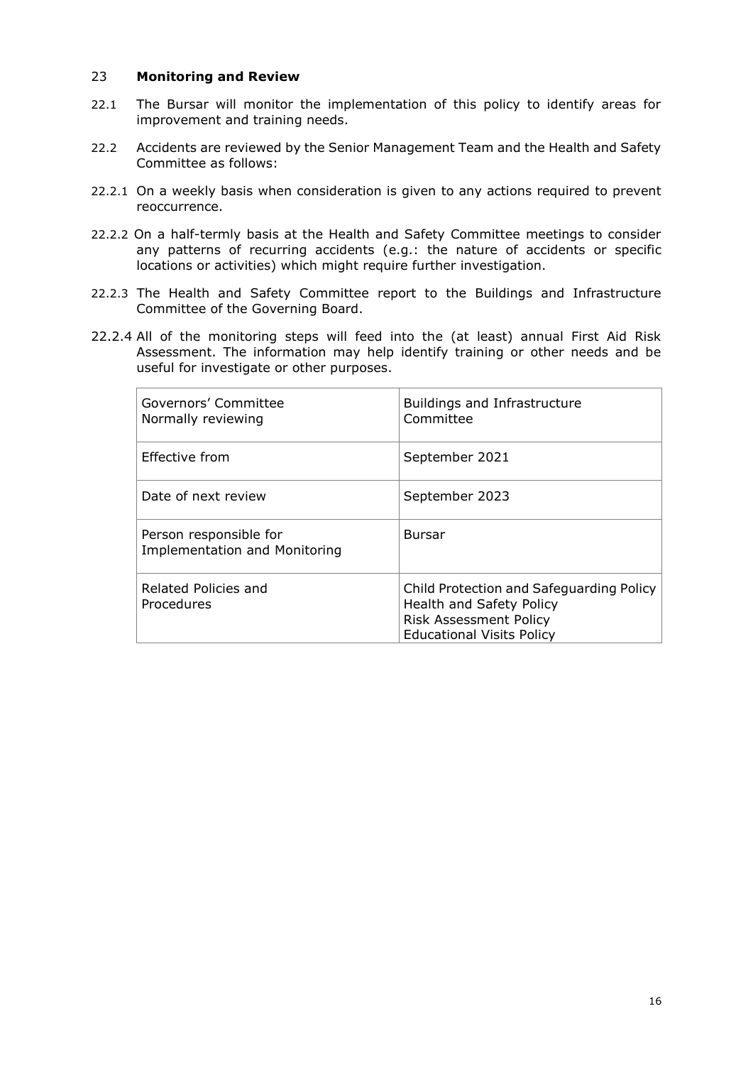## 23 **Monitoring and Review**

22.1 The Bursar will monitor the implementation of this policy to identify areas for improvement and training needs.

22.2 Accidents are reviewed by the Senior Management Team and the Health and Safety Committee as follows:

22.2.1 On a weekly basis when consideration is given to any actions required to prevent reoccurrence.

22.2.2 On a half-termly basis at the Health and Safety Committee meetings to consider any patterns of recurring accidents (e.g.: the nature of accidents or specific locations or activities) which might require further investigation.

22.2.3 The Health and Safety Committee report to the Buildings and Infrastructure Committee of the Governing Board.

22.2.4 All of the monitoring steps will feed into the (at least) annual First Aid Risk Assessment. The information may help identify training or other needs and be useful for investigate or other purposes.

| | |
|---|---|
| Governors' Committee Normally reviewing | Buildings and Infrastructure Committee |
| Effective from | September 2021 |
| Date of next review | September 2023 |
| Person responsible for Implementation and Monitoring | Bursar |
| Related Policies and Procedures | Child Protection and Safeguarding Policy<br>Health and Safety Policy<br>Risk Assessment Policy<br>Educational Visits Policy |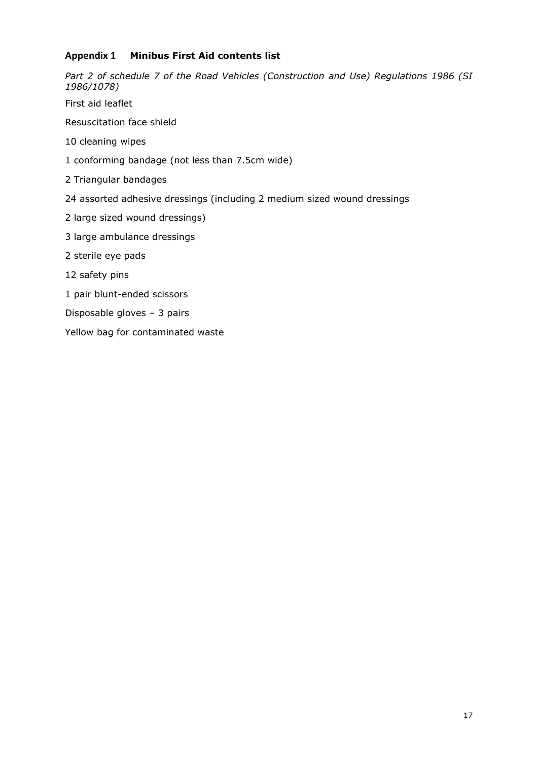## Appendix 1 Minibus First Aid contents list

*Part 2 of schedule 7 of the Road Vehicles (Construction and Use) Regulations 1986 (SI 1986/1078)*

First aid leaflet

Resuscitation face shield

10 cleaning wipes

1 conforming bandage (not less than 7.5cm wide)

2 Triangular bandages

24 assorted adhesive dressings (including 2 medium sized wound dressings

2 large sized wound dressings)

3 large ambulance dressings

2 sterile eye pads

12 safety pins

1 pair blunt-ended scissors

Disposable gloves – 3 pairs

Yellow bag for contaminated waste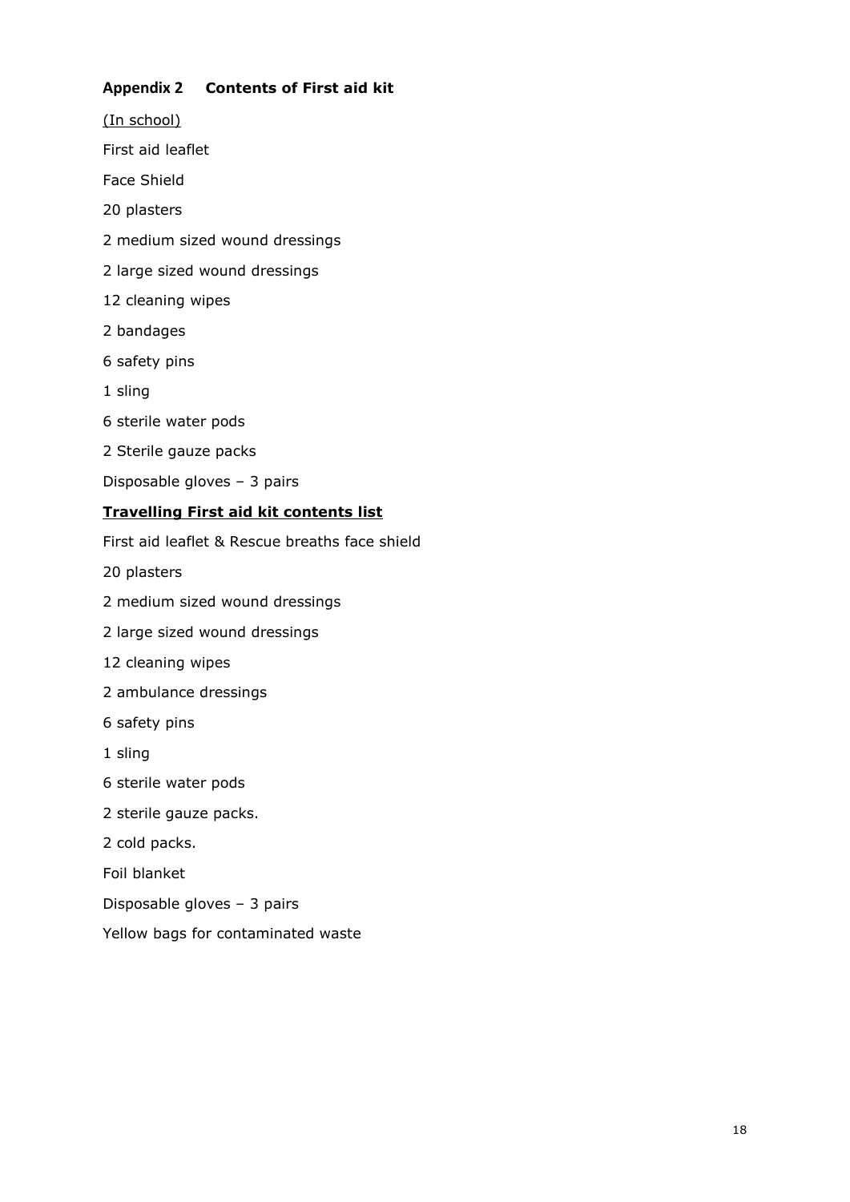## Appendix 2 Contents of First aid kit

(In school)

First aid leaflet

Face Shield

20 plasters

2 medium sized wound dressings

2 large sized wound dressings

12 cleaning wipes

2 bandages

6 safety pins

1 sling

6 sterile water pods

2 Sterile gauze packs

Disposable gloves – 3 pairs

**Travelling First aid kit contents list**

First aid leaflet & Rescue breaths face shield

20 plasters

2 medium sized wound dressings

2 large sized wound dressings

12 cleaning wipes

2 ambulance dressings

6 safety pins

1 sling

6 sterile water pods

2 sterile gauze packs.

2 cold packs.

Foil blanket

Disposable gloves – 3 pairs

Yellow bags for contaminated waste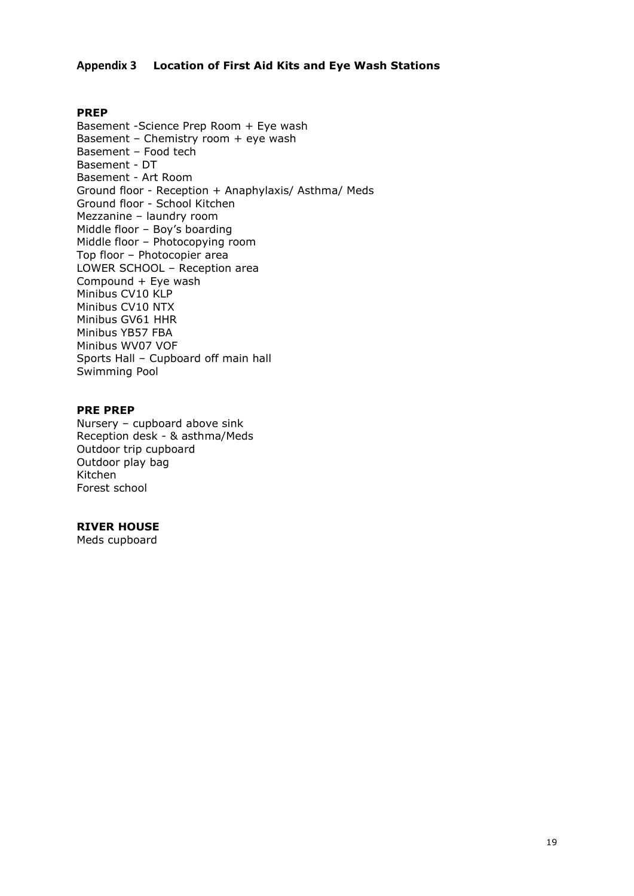## Appendix 3 Location of First Aid Kits and Eye Wash Stations

**PREP**

Basement -Science Prep Room + Eye wash
Basement – Chemistry room + eye wash
Basement – Food tech
Basement - DT
Basement - Art Room
Ground floor - Reception + Anaphylaxis/ Asthma/ Meds
Ground floor - School Kitchen
Mezzanine – laundry room
Middle floor – Boy's boarding
Middle floor – Photocopying room
Top floor – Photocopier area
LOWER SCHOOL – Reception area
Compound + Eye wash
Minibus CV10 KLP
Minibus CV10 NTX
Minibus GV61 HHR
Minibus YB57 FBA
Minibus WV07 VOF
Sports Hall – Cupboard off main hall
Swimming Pool

**PRE PREP**

Nursery – cupboard above sink
Reception desk - & asthma/Meds
Outdoor trip cupboard
Outdoor play bag
Kitchen
Forest school

**RIVER HOUSE**

Meds cupboard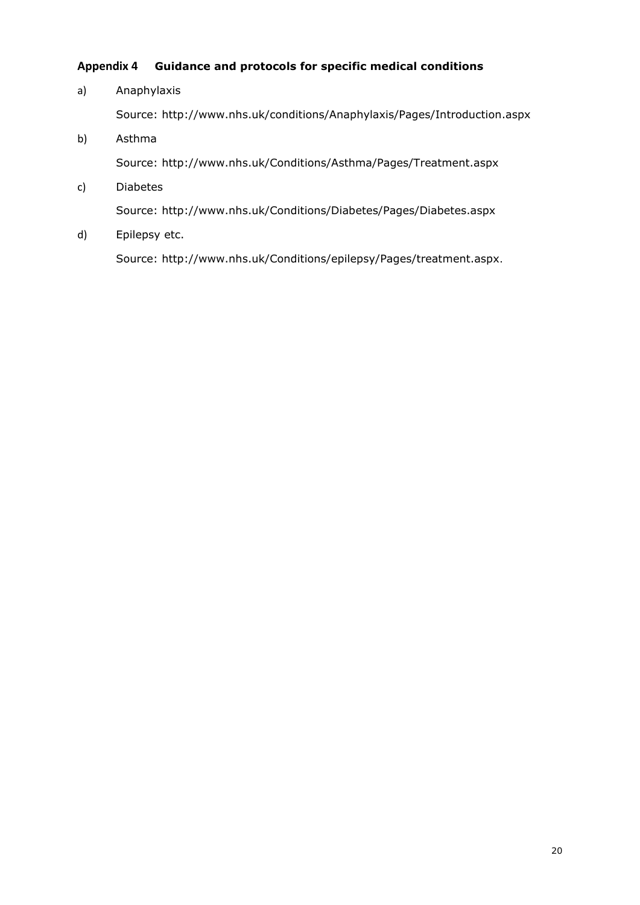## Appendix 4 Guidance and protocols for specific medical conditions

a) Anaphylaxis

Source: http://www.nhs.uk/conditions/Anaphylaxis/Pages/Introduction.aspx

b) Asthma

Source: http://www.nhs.uk/Conditions/Asthma/Pages/Treatment.aspx

c) Diabetes

Source: http://www.nhs.uk/Conditions/Diabetes/Pages/Diabetes.aspx

d) Epilepsy etc.

Source: http://www.nhs.uk/Conditions/epilepsy/Pages/treatment.aspx.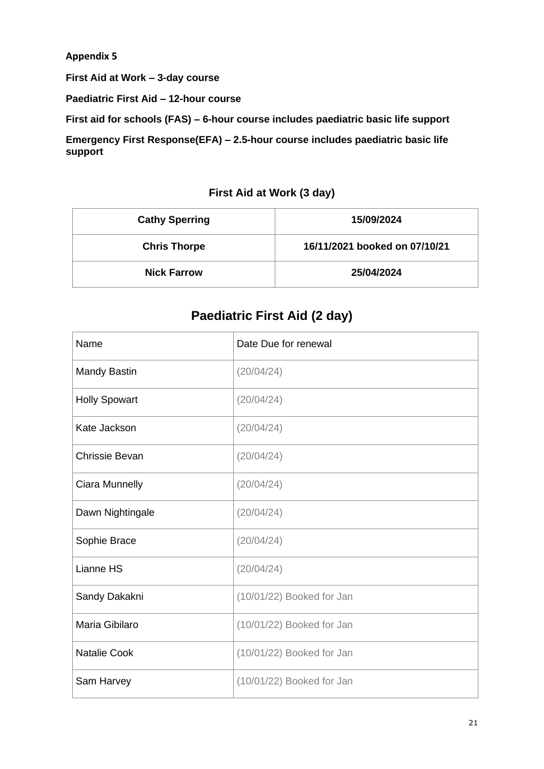**Appendix 5**

**First Aid at Work – 3-day course**

**Paediatric First Aid – 12-hour course**

**First aid for schools (FAS) – 6-hour course includes paediatric basic life support**

**Emergency First Response(EFA) – 2.5-hour course includes paediatric basic life support**

### First Aid at Work (3 day)

| **Cathy Sperring** | **15/09/2024** |
|---|---|
| **Chris Thorpe** | **16/11/2021 booked on 07/10/21** |
| **Nick Farrow** | **25/04/2024** |

## Paediatric First Aid (2 day)

| Name | Date Due for renewal |
|---|---|
| Mandy Bastin | (20/04/24) |
| Holly Spowart | (20/04/24) |
| Kate Jackson | (20/04/24) |
| Chrissie Bevan | (20/04/24) |
| Ciara Munnelly | (20/04/24) |
| Dawn Nightingale | (20/04/24) |
| Sophie Brace | (20/04/24) |
| Lianne HS | (20/04/24) |
| Sandy Dakakni | (10/01/22) Booked for Jan |
| Maria Gibilaro | (10/01/22) Booked for Jan |
| Natalie Cook | (10/01/22) Booked for Jan |
| Sam Harvey | (10/01/22) Booked for Jan |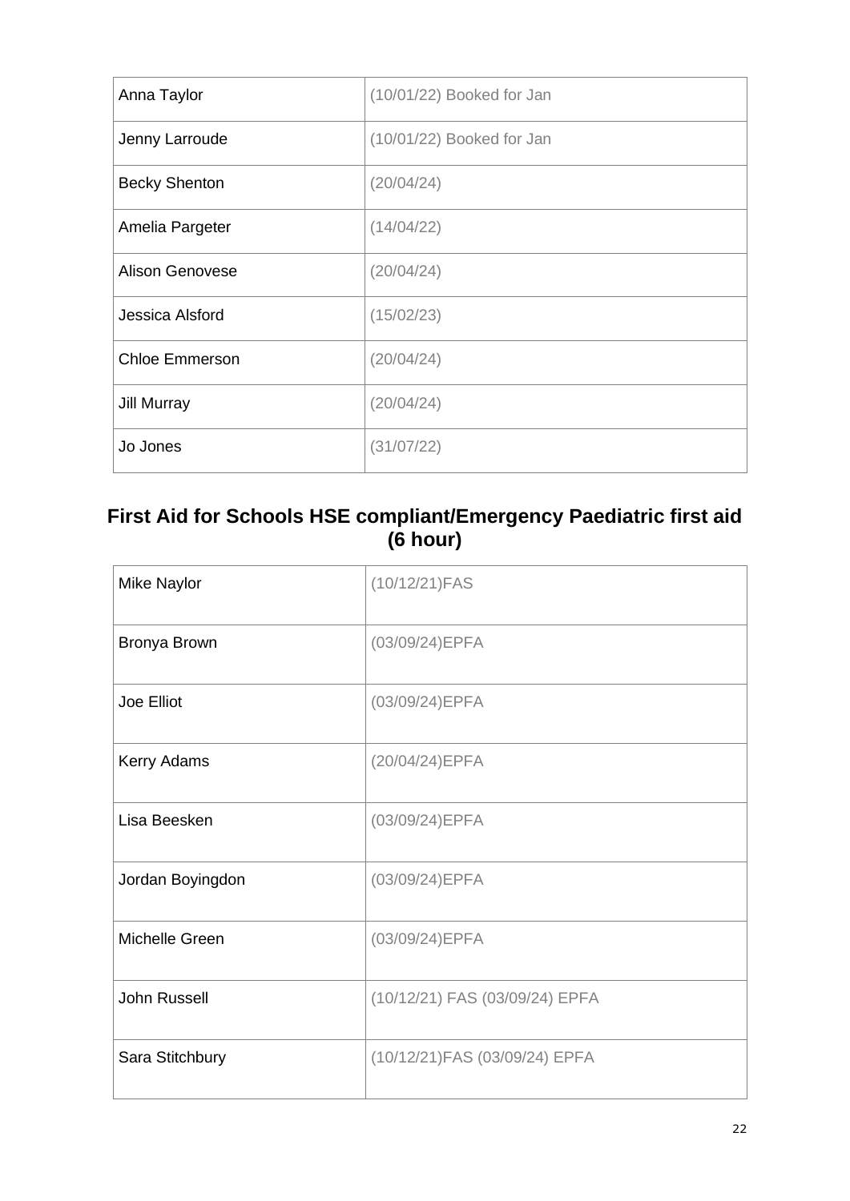| Anna Taylor | (10/01/22) Booked for Jan |
|---|---|
| Jenny Larroude | (10/01/22) Booked for Jan |
| Becky Shenton | (20/04/24) |
| Amelia Pargeter | (14/04/22) |
| Alison Genovese | (20/04/24) |
| Jessica Alsford | (15/02/23) |
| Chloe Emmerson | (20/04/24) |
| Jill Murray | (20/04/24) |
| Jo Jones | (31/07/22) |

## First Aid for Schools HSE compliant/Emergency Paediatric first aid (6 hour)

| Mike Naylor | (10/12/21)FAS |
|---|---|
| Bronya Brown | (03/09/24)EPFA |
| Joe Elliot | (03/09/24)EPFA |
| Kerry Adams | (20/04/24)EPFA |
| Lisa Beesken | (03/09/24)EPFA |
| Jordan Boyingdon | (03/09/24)EPFA |
| Michelle Green | (03/09/24)EPFA |
| John Russell | (10/12/21) FAS (03/09/24) EPFA |
| Sara Stitchbury | (10/12/21)FAS (03/09/24) EPFA |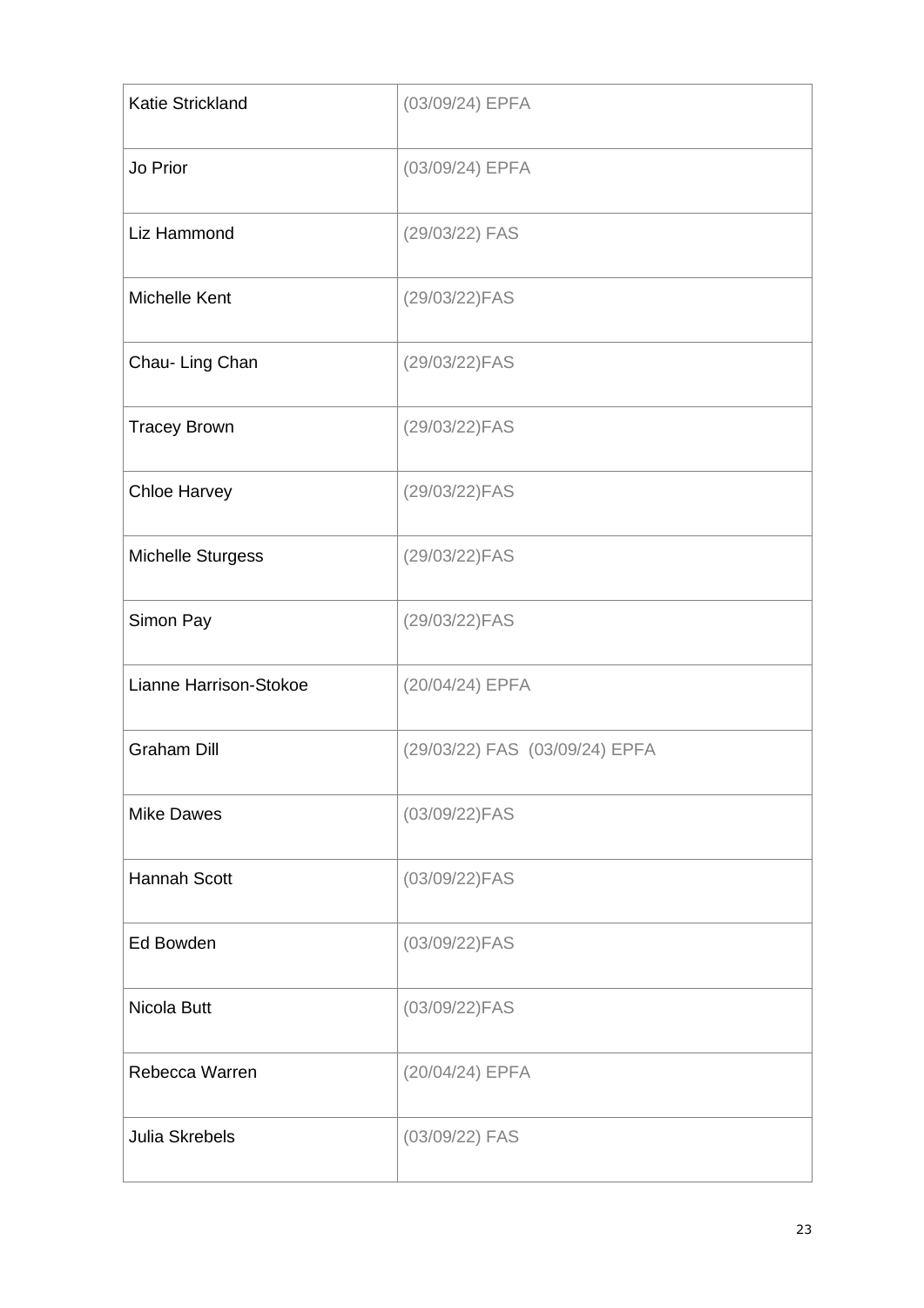| Katie Strickland | (03/09/24) EPFA |
|---|---|
| Jo Prior | (03/09/24) EPFA |
| Liz Hammond | (29/03/22) FAS |
| Michelle Kent | (29/03/22)FAS |
| Chau- Ling Chan | (29/03/22)FAS |
| Tracey Brown | (29/03/22)FAS |
| Chloe Harvey | (29/03/22)FAS |
| Michelle Sturgess | (29/03/22)FAS |
| Simon Pay | (29/03/22)FAS |
| Lianne Harrison-Stokoe | (20/04/24) EPFA |
| Graham Dill | (29/03/22) FAS (03/09/24) EPFA |
| Mike Dawes | (03/09/22)FAS |
| Hannah Scott | (03/09/22)FAS |
| Ed Bowden | (03/09/22)FAS |
| Nicola Butt | (03/09/22)FAS |
| Rebecca Warren | (20/04/24) EPFA |
| Julia Skrebels | (03/09/22) FAS |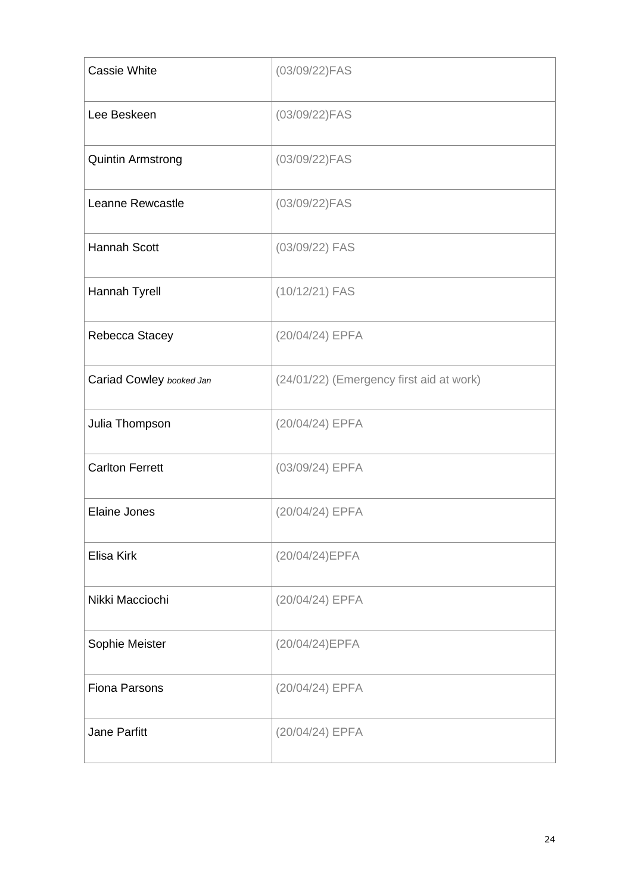| Cassie White | (03/09/22)FAS |
|---|---|
| Lee Beskeen | (03/09/22)FAS |
| Quintin Armstrong | (03/09/22)FAS |
| Leanne Rewcastle | (03/09/22)FAS |
| Hannah Scott | (03/09/22) FAS |
| Hannah Tyrell | (10/12/21) FAS |
| Rebecca Stacey | (20/04/24) EPFA |
| Cariad Cowley *booked Jan* | (24/01/22) (Emergency first aid at work) |
| Julia Thompson | (20/04/24) EPFA |
| Carlton Ferrett | (03/09/24) EPFA |
| Elaine Jones | (20/04/24) EPFA |
| Elisa Kirk | (20/04/24)EPFA |
| Nikki Macciochi | (20/04/24) EPFA |
| Sophie Meister | (20/04/24)EPFA |
| Fiona Parsons | (20/04/24) EPFA |
| Jane Parfitt | (20/04/24) EPFA |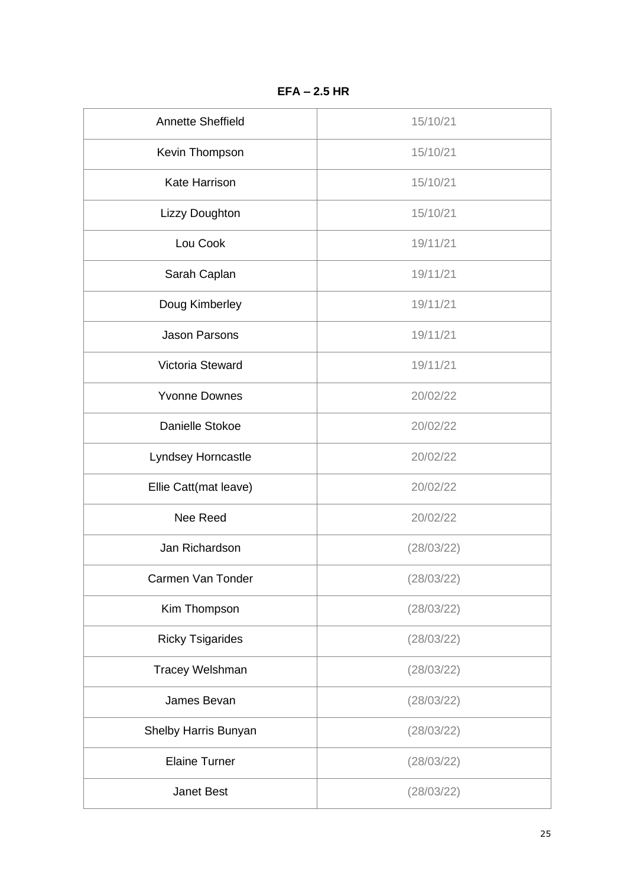**EFA – 2.5 HR**

| | |
|---|---|
| Annette Sheffield | 15/10/21 |
| Kevin Thompson | 15/10/21 |
| Kate Harrison | 15/10/21 |
| Lizzy Doughton | 15/10/21 |
| Lou Cook | 19/11/21 |
| Sarah Caplan | 19/11/21 |
| Doug Kimberley | 19/11/21 |
| Jason Parsons | 19/11/21 |
| Victoria Steward | 19/11/21 |
| Yvonne Downes | 20/02/22 |
| Danielle Stokoe | 20/02/22 |
| Lyndsey Horncastle | 20/02/22 |
| Ellie Catt(mat leave) | 20/02/22 |
| Nee Reed | 20/02/22 |
| Jan Richardson | (28/03/22) |
| Carmen Van Tonder | (28/03/22) |
| Kim Thompson | (28/03/22) |
| Ricky Tsigarides | (28/03/22) |
| Tracey Welshman | (28/03/22) |
| James Bevan | (28/03/22) |
| Shelby Harris Bunyan | (28/03/22) |
| Elaine Turner | (28/03/22) |
| Janet Best | (28/03/22) |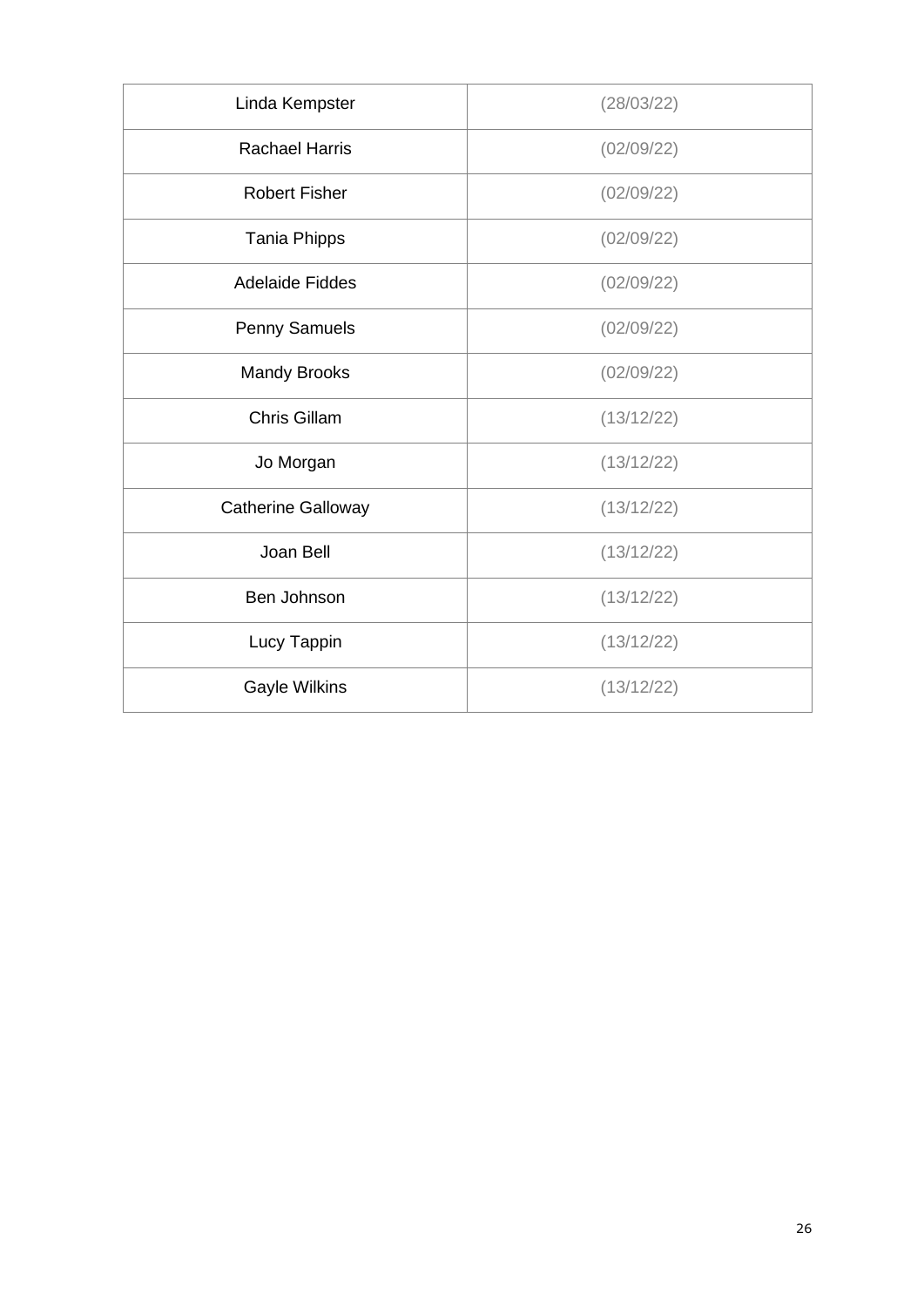| Linda Kempster | (28/03/22) |
|---|---|
| Rachael Harris | (02/09/22) |
| Robert Fisher | (02/09/22) |
| Tania Phipps | (02/09/22) |
| Adelaide Fiddes | (02/09/22) |
| Penny Samuels | (02/09/22) |
| Mandy Brooks | (02/09/22) |
| Chris Gillam | (13/12/22) |
| Jo Morgan | (13/12/22) |
| Catherine Galloway | (13/12/22) |
| Joan Bell | (13/12/22) |
| Ben Johnson | (13/12/22) |
| Lucy Tappin | (13/12/22) |
| Gayle Wilkins | (13/12/22) |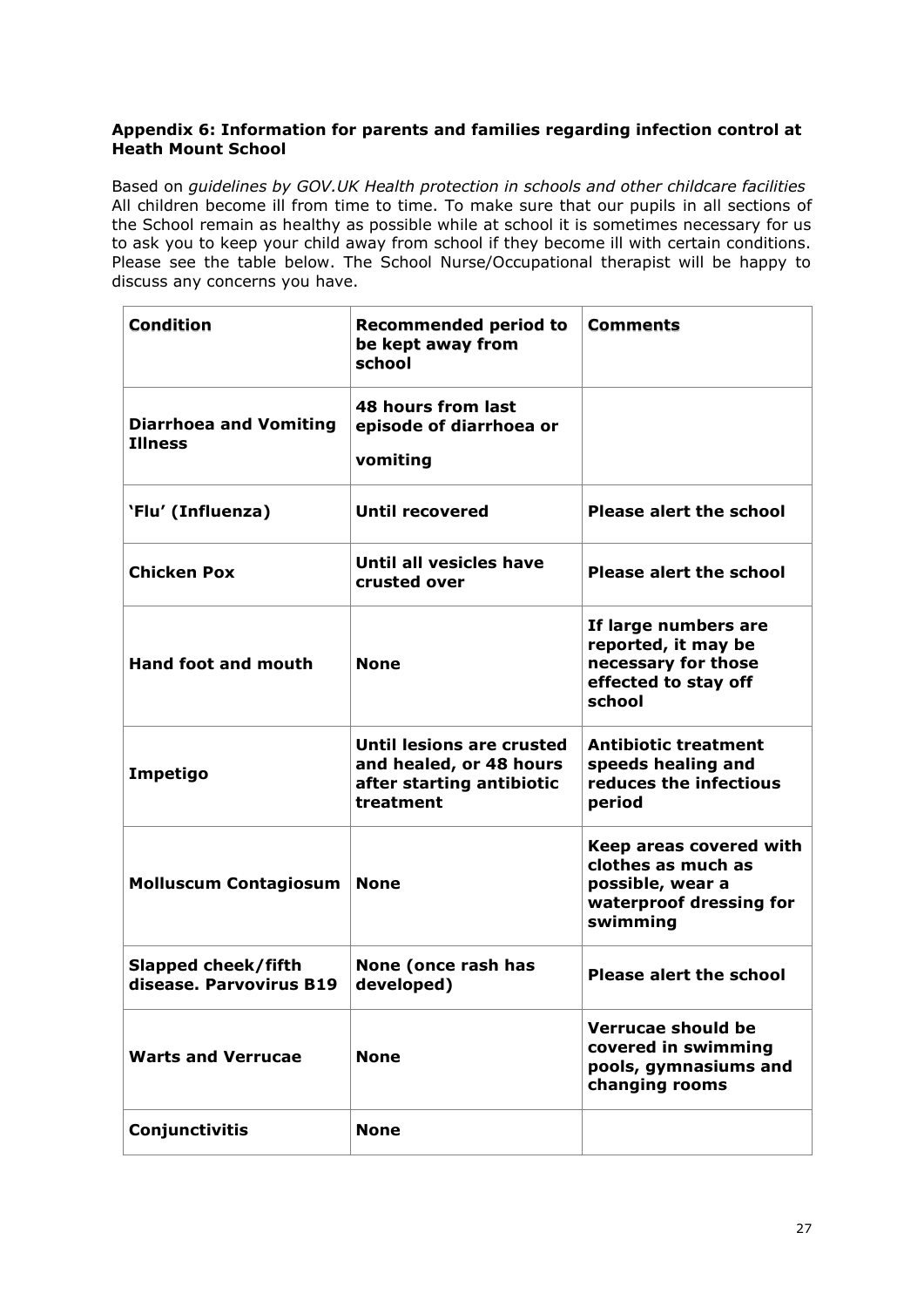**Appendix 6: Information for parents and families regarding infection control at Heath Mount School**

Based on *guidelines by GOV.UK Health protection in schools and other childcare facilities* All children become ill from time to time. To make sure that our pupils in all sections of the School remain as healthy as possible while at school it is sometimes necessary for us to ask you to keep your child away from school if they become ill with certain conditions. Please see the table below. The School Nurse/Occupational therapist will be happy to discuss any concerns you have.

| Condition | Recommended period to be kept away from school | Comments |
|---|---|---|
| **Diarrhoea and Vomiting Illness** | **48 hours from last episode of diarrhoea or vomiting** | |
| **'Flu' (Influenza)** | **Until recovered** | **Please alert the school** |
| **Chicken Pox** | **Until all vesicles have crusted over** | **Please alert the school** |
| **Hand foot and mouth** | **None** | **If large numbers are reported, it may be necessary for those effected to stay off school** |
| **Impetigo** | **Until lesions are crusted and healed, or 48 hours after starting antibiotic treatment** | **Antibiotic treatment speeds healing and reduces the infectious period** |
| **Molluscum Contagiosum** | **None** | **Keep areas covered with clothes as much as possible, wear a waterproof dressing for swimming** |
| **Slapped cheek/fifth disease. Parvovirus B19** | **None (once rash has developed)** | **Please alert the school** |
| **Warts and Verrucae** | **None** | **Verrucae should be covered in swimming pools, gymnasiums and changing rooms** |
| **Conjunctivitis** | **None** | |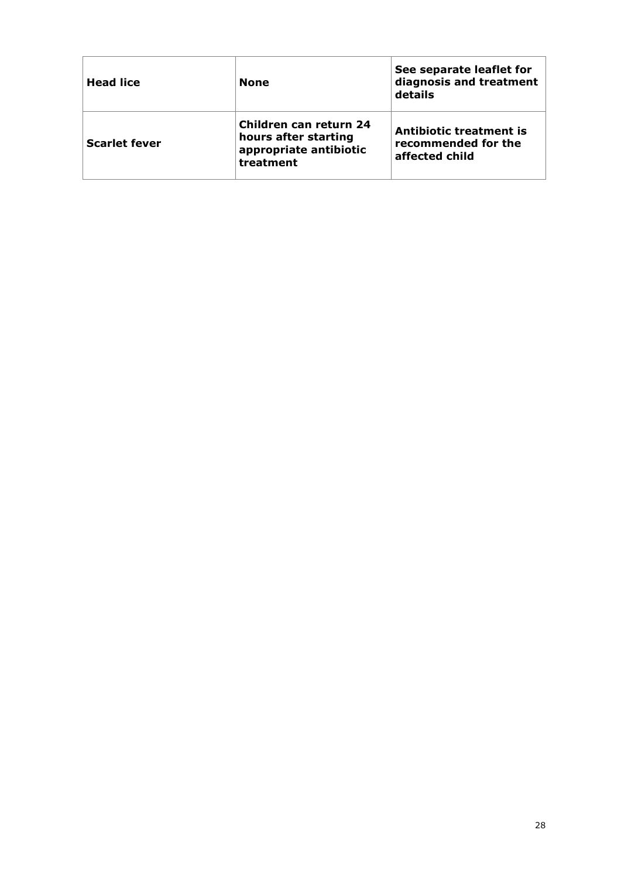| | | |
|---|---|---|
| **Head lice** | **None** | **See separate leaflet for diagnosis and treatment details** |
| **Scarlet fever** | **Children can return 24 hours after starting appropriate antibiotic treatment** | **Antibiotic treatment is recommended for the affected child** |